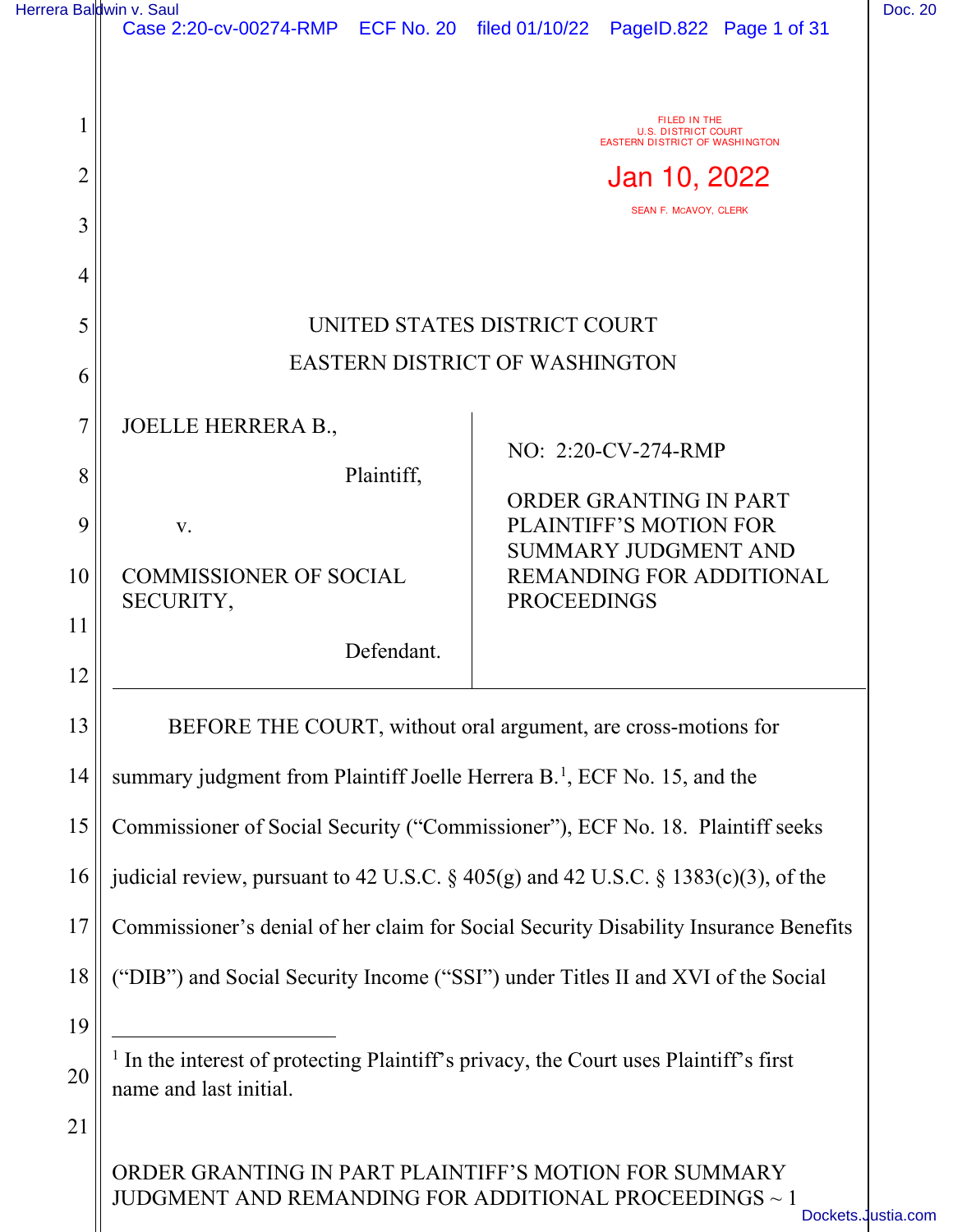FILED IN THE
U.S. DISTRICT COURT
EASTERN DISTRICT OF WASHINGTON

Jan 10, 2022

SEAN F. McAVOY, CLERK

UNITED STATES DISTRICT COURT
EASTERN DISTRICT OF WASHINGTON

| | |
|---|---|
| JOELLE HERRERA B., Plaintiff, v. COMMISSIONER OF SOCIAL SECURITY, Defendant. | NO: 2:20-CV-274-RMP<br><br>ORDER GRANTING IN PART PLAINTIFF'S MOTION FOR SUMMARY JUDGMENT AND REMANDING FOR ADDITIONAL PROCEEDINGS |

BEFORE THE COURT, without oral argument, are cross-motions for summary judgment from Plaintiff Joelle Herrera B.[1], ECF No. 15, and the Commissioner of Social Security ("Commissioner"), ECF No. 18. Plaintiff seeks judicial review, pursuant to 42 U.S.C. § 405(g) and 42 U.S.C. § 1383(c)(3), of the Commissioner's denial of her claim for Social Security Disability Insurance Benefits ("DIB") and Social Security Income ("SSI") under Titles II and XVI of the Social

[1] In the interest of protecting Plaintiff's privacy, the Court uses Plaintiff's first name and last initial.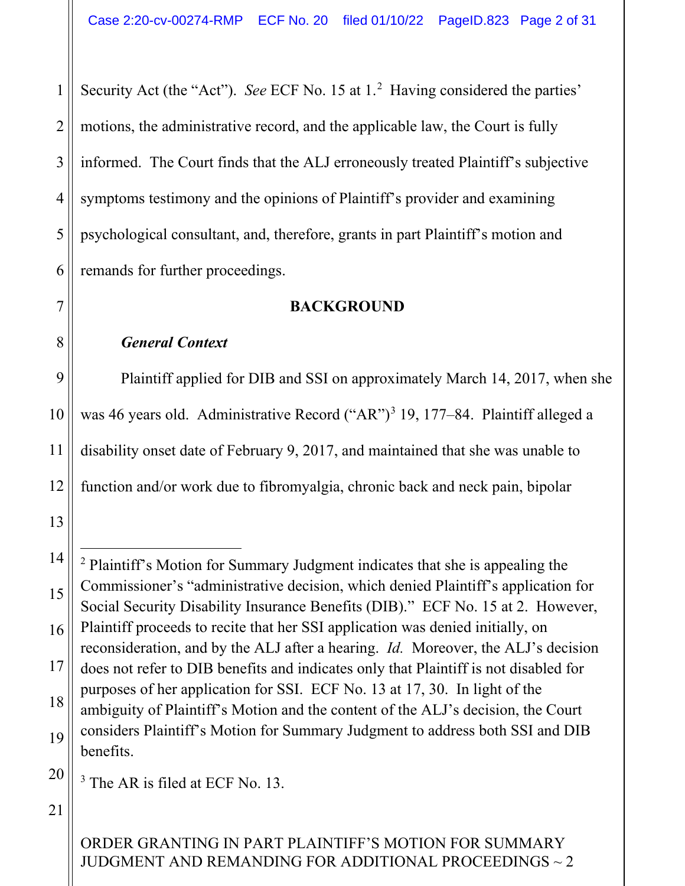Security Act (the "Act"). *See* ECF No. 15 at 1.[2] Having considered the parties' motions, the administrative record, and the applicable law, the Court is fully informed. The Court finds that the ALJ erroneously treated Plaintiff's subjective symptoms testimony and the opinions of Plaintiff's provider and examining psychological consultant, and, therefore, grants in part Plaintiff's motion and remands for further proceedings.

## BACKGROUND

### *General Context*

Plaintiff applied for DIB and SSI on approximately March 14, 2017, when she was 46 years old. Administrative Record ("AR")[3] 19, 177–84. Plaintiff alleged a disability onset date of February 9, 2017, and maintained that she was unable to function and/or work due to fibromyalgia, chronic back and neck pain, bipolar

---

[2] Plaintiff's Motion for Summary Judgment indicates that she is appealing the Commissioner's "administrative decision, which denied Plaintiff's application for Social Security Disability Insurance Benefits (DIB)." ECF No. 15 at 2. However, Plaintiff proceeds to recite that her SSI application was denied initially, on reconsideration, and by the ALJ after a hearing. *Id.* Moreover, the ALJ's decision does not refer to DIB benefits and indicates only that Plaintiff is not disabled for purposes of her application for SSI. ECF No. 13 at 17, 30. In light of the ambiguity of Plaintiff's Motion and the content of the ALJ's decision, the Court considers Plaintiff's Motion for Summary Judgment to address both SSI and DIB benefits.

[3] The AR is filed at ECF No. 13.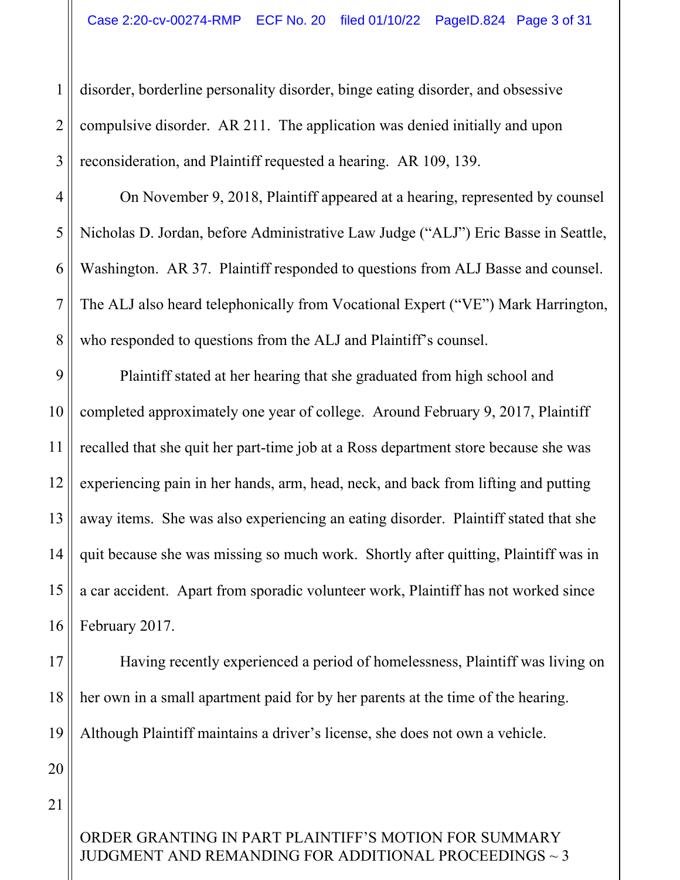disorder, borderline personality disorder, binge eating disorder, and obsessive compulsive disorder. AR 211. The application was denied initially and upon reconsideration, and Plaintiff requested a hearing. AR 109, 139.

On November 9, 2018, Plaintiff appeared at a hearing, represented by counsel Nicholas D. Jordan, before Administrative Law Judge ("ALJ") Eric Basse in Seattle, Washington. AR 37. Plaintiff responded to questions from ALJ Basse and counsel. The ALJ also heard telephonically from Vocational Expert ("VE") Mark Harrington, who responded to questions from the ALJ and Plaintiff's counsel.

Plaintiff stated at her hearing that she graduated from high school and completed approximately one year of college. Around February 9, 2017, Plaintiff recalled that she quit her part-time job at a Ross department store because she was experiencing pain in her hands, arm, head, neck, and back from lifting and putting away items. She was also experiencing an eating disorder. Plaintiff stated that she quit because she was missing so much work. Shortly after quitting, Plaintiff was in a car accident. Apart from sporadic volunteer work, Plaintiff has not worked since February 2017.

Having recently experienced a period of homelessness, Plaintiff was living on her own in a small apartment paid for by her parents at the time of the hearing. Although Plaintiff maintains a driver's license, she does not own a vehicle.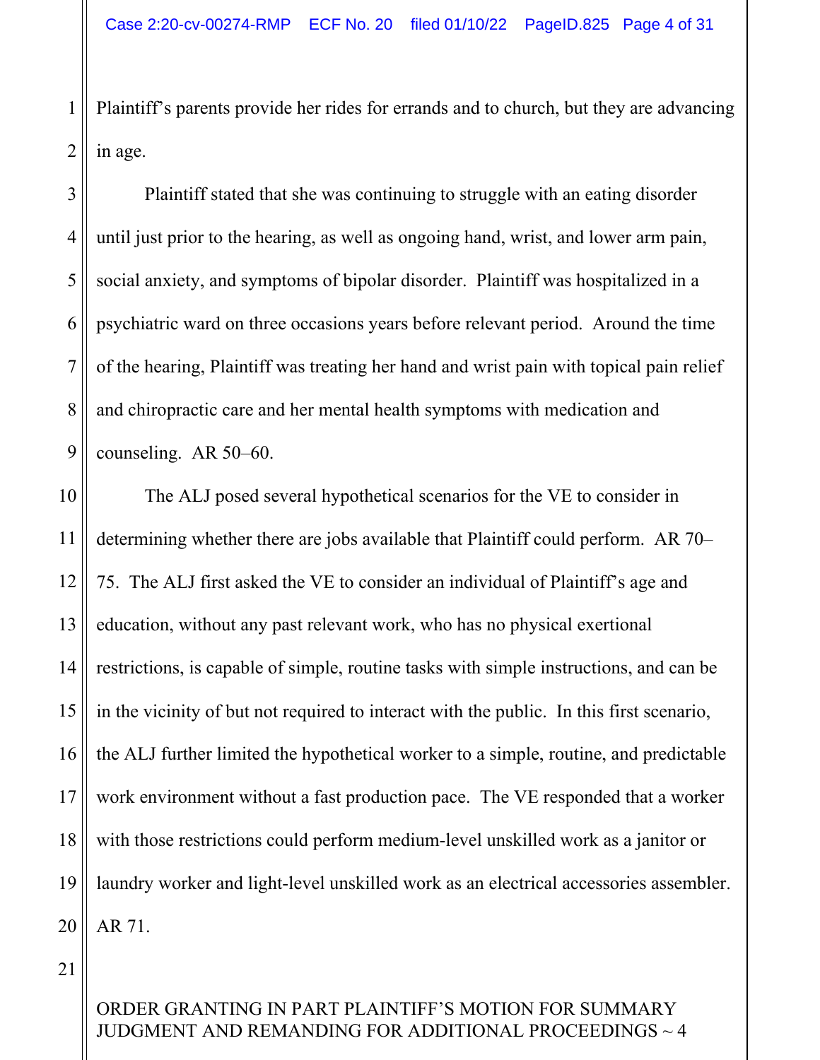Plaintiff's parents provide her rides for errands and to church, but they are advancing in age.

Plaintiff stated that she was continuing to struggle with an eating disorder until just prior to the hearing, as well as ongoing hand, wrist, and lower arm pain, social anxiety, and symptoms of bipolar disorder. Plaintiff was hospitalized in a psychiatric ward on three occasions years before relevant period. Around the time of the hearing, Plaintiff was treating her hand and wrist pain with topical pain relief and chiropractic care and her mental health symptoms with medication and counseling. AR 50–60.

The ALJ posed several hypothetical scenarios for the VE to consider in determining whether there are jobs available that Plaintiff could perform. AR 70–75. The ALJ first asked the VE to consider an individual of Plaintiff's age and education, without any past relevant work, who has no physical exertional restrictions, is capable of simple, routine tasks with simple instructions, and can be in the vicinity of but not required to interact with the public. In this first scenario, the ALJ further limited the hypothetical worker to a simple, routine, and predictable work environment without a fast production pace. The VE responded that a worker with those restrictions could perform medium-level unskilled work as a janitor or laundry worker and light-level unskilled work as an electrical accessories assembler. AR 71.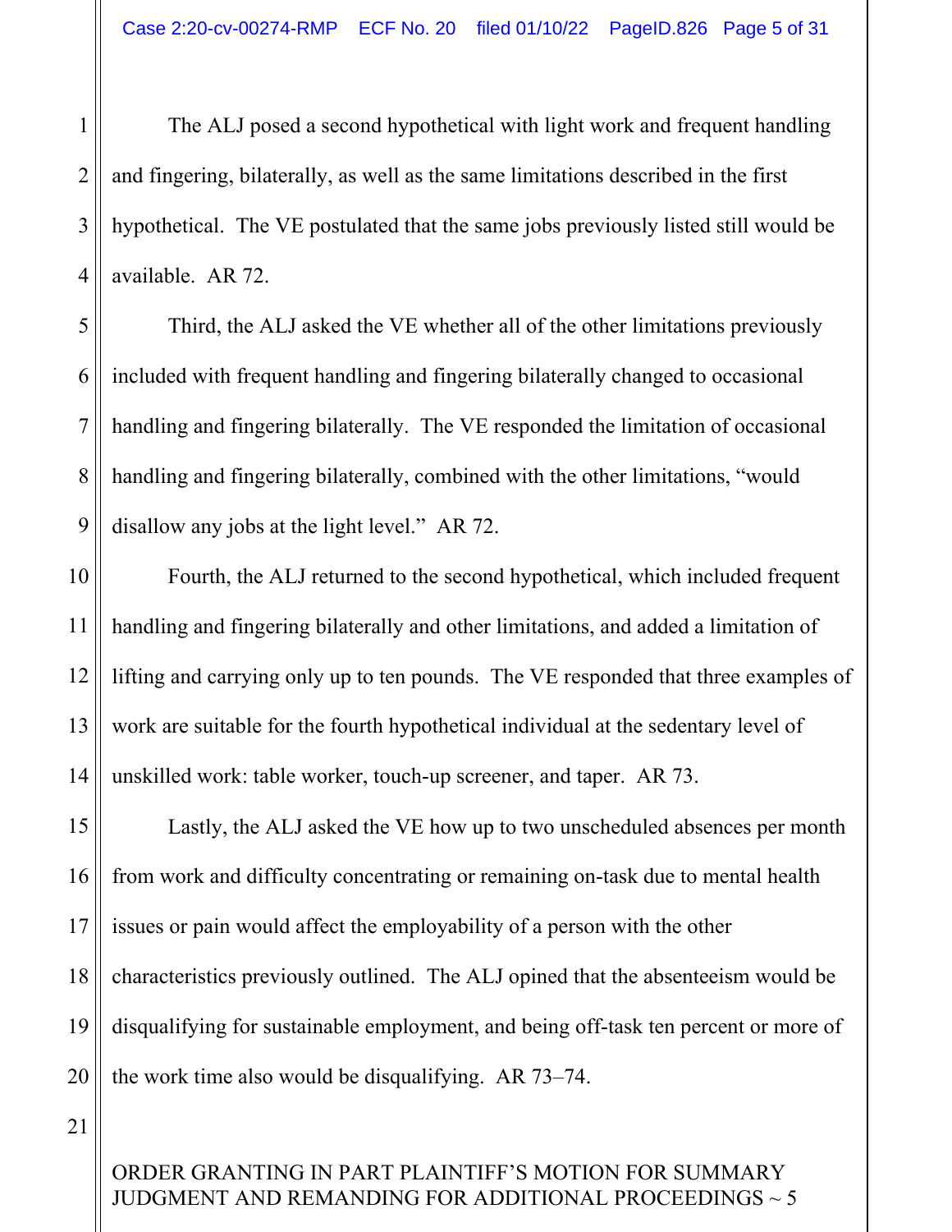The ALJ posed a second hypothetical with light work and frequent handling and fingering, bilaterally, as well as the same limitations described in the first hypothetical. The VE postulated that the same jobs previously listed still would be available. AR 72.

Third, the ALJ asked the VE whether all of the other limitations previously included with frequent handling and fingering bilaterally changed to occasional handling and fingering bilaterally. The VE responded the limitation of occasional handling and fingering bilaterally, combined with the other limitations, "would disallow any jobs at the light level." AR 72.

Fourth, the ALJ returned to the second hypothetical, which included frequent handling and fingering bilaterally and other limitations, and added a limitation of lifting and carrying only up to ten pounds. The VE responded that three examples of work are suitable for the fourth hypothetical individual at the sedentary level of unskilled work: table worker, touch-up screener, and taper. AR 73.

Lastly, the ALJ asked the VE how up to two unscheduled absences per month from work and difficulty concentrating or remaining on-task due to mental health issues or pain would affect the employability of a person with the other characteristics previously outlined. The ALJ opined that the absenteeism would be disqualifying for sustainable employment, and being off-task ten percent or more of the work time also would be disqualifying. AR 73–74.

ORDER GRANTING IN PART PLAINTIFF'S MOTION FOR SUMMARY JUDGMENT AND REMANDING FOR ADDITIONAL PROCEEDINGS ~ 5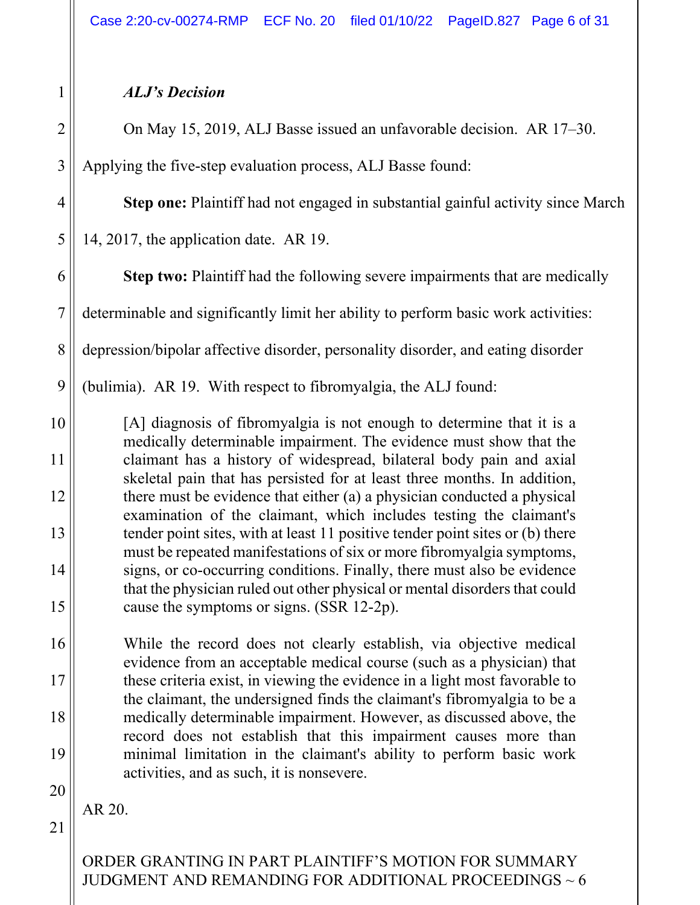***ALJ's Decision***

On May 15, 2019, ALJ Basse issued an unfavorable decision. AR 17–30. Applying the five-step evaluation process, ALJ Basse found:

**Step one:** Plaintiff had not engaged in substantial gainful activity since March 14, 2017, the application date. AR 19.

**Step two:** Plaintiff had the following severe impairments that are medically determinable and significantly limit her ability to perform basic work activities: depression/bipolar affective disorder, personality disorder, and eating disorder (bulimia). AR 19. With respect to fibromyalgia, the ALJ found:

> [A] diagnosis of fibromyalgia is not enough to determine that it is a medically determinable impairment. The evidence must show that the claimant has a history of widespread, bilateral body pain and axial skeletal pain that has persisted for at least three months. In addition, there must be evidence that either (a) a physician conducted a physical examination of the claimant, which includes testing the claimant's tender point sites, with at least 11 positive tender point sites or (b) there must be repeated manifestations of six or more fibromyalgia symptoms, signs, or co-occurring conditions. Finally, there must also be evidence that the physician ruled out other physical or mental disorders that could cause the symptoms or signs. (SSR 12-2p).
>
> While the record does not clearly establish, via objective medical evidence from an acceptable medical course (such as a physician) that these criteria exist, in viewing the evidence in a light most favorable to the claimant, the undersigned finds the claimant's fibromyalgia to be a medically determinable impairment. However, as discussed above, the record does not establish that this impairment causes more than minimal limitation in the claimant's ability to perform basic work activities, and as such, it is nonsevere.

AR 20.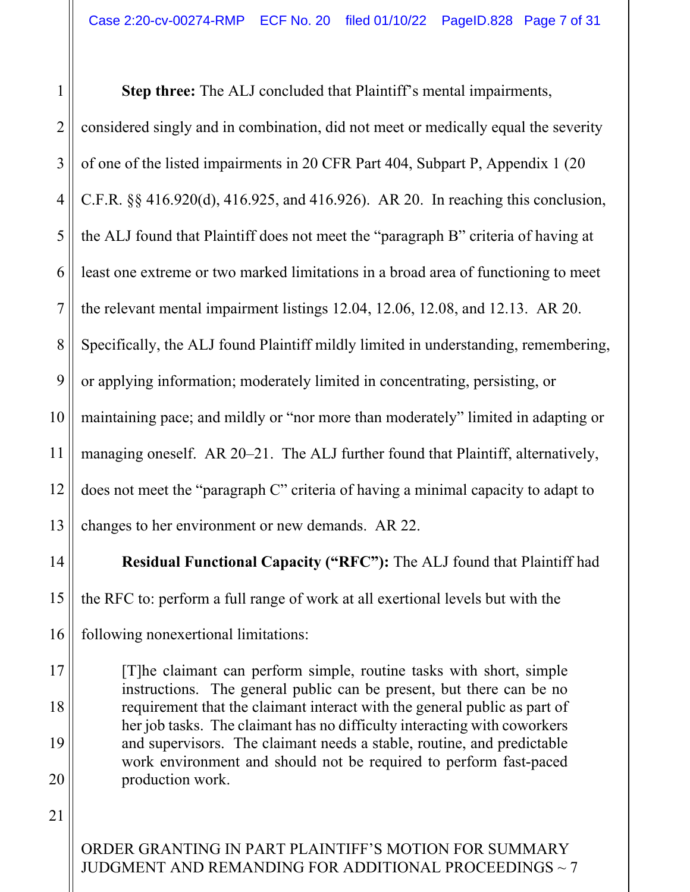**Step three:** The ALJ concluded that Plaintiff's mental impairments, considered singly and in combination, did not meet or medically equal the severity of one of the listed impairments in 20 CFR Part 404, Subpart P, Appendix 1 (20 C.F.R. §§ 416.920(d), 416.925, and 416.926). AR 20. In reaching this conclusion, the ALJ found that Plaintiff does not meet the "paragraph B" criteria of having at least one extreme or two marked limitations in a broad area of functioning to meet the relevant mental impairment listings 12.04, 12.06, 12.08, and 12.13. AR 20. Specifically, the ALJ found Plaintiff mildly limited in understanding, remembering, or applying information; moderately limited in concentrating, persisting, or maintaining pace; and mildly or "nor more than moderately" limited in adapting or managing oneself. AR 20–21. The ALJ further found that Plaintiff, alternatively, does not meet the "paragraph C" criteria of having a minimal capacity to adapt to changes to her environment or new demands. AR 22.

**Residual Functional Capacity ("RFC"):** The ALJ found that Plaintiff had the RFC to: perform a full range of work at all exertional levels but with the following nonexertional limitations:

> [T]he claimant can perform simple, routine tasks with short, simple instructions. The general public can be present, but there can be no requirement that the claimant interact with the general public as part of her job tasks. The claimant has no difficulty interacting with coworkers and supervisors. The claimant needs a stable, routine, and predictable work environment and should not be required to perform fast-paced production work.

ORDER GRANTING IN PART PLAINTIFF'S MOTION FOR SUMMARY JUDGMENT AND REMANDING FOR ADDITIONAL PROCEEDINGS ~ 7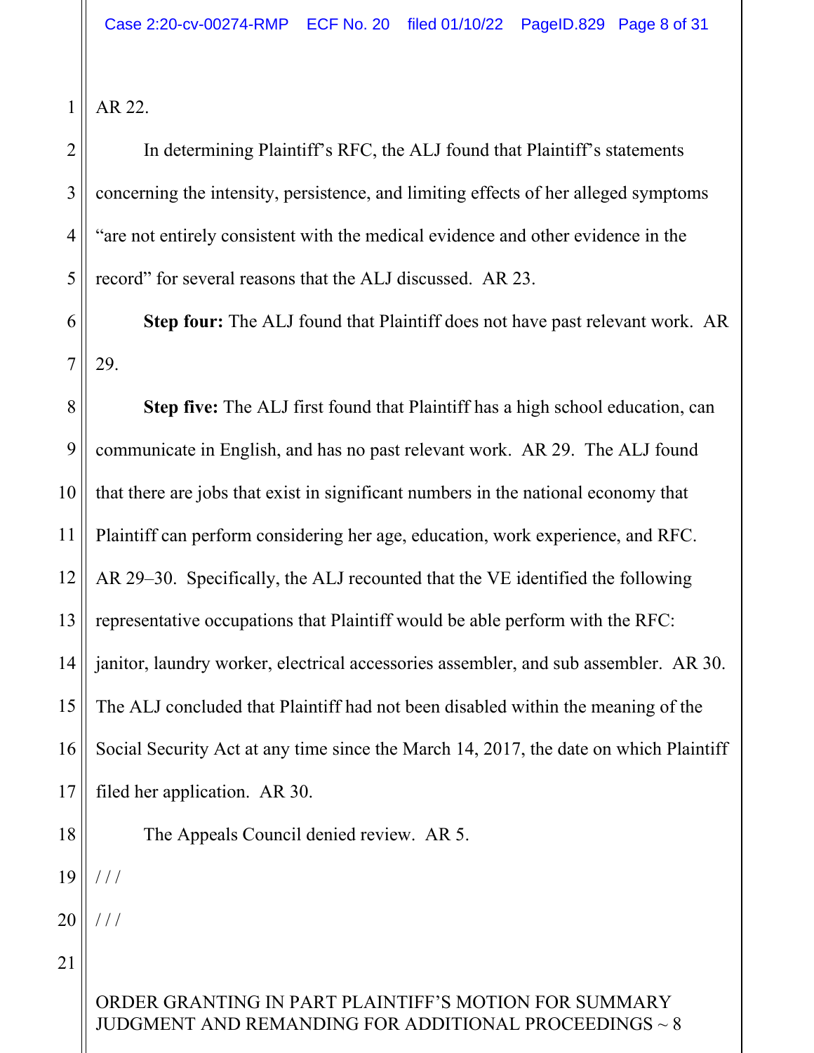AR 22.

In determining Plaintiff's RFC, the ALJ found that Plaintiff's statements concerning the intensity, persistence, and limiting effects of her alleged symptoms "are not entirely consistent with the medical evidence and other evidence in the record" for several reasons that the ALJ discussed. AR 23.

**Step four:** The ALJ found that Plaintiff does not have past relevant work. AR 29.

**Step five:** The ALJ first found that Plaintiff has a high school education, can communicate in English, and has no past relevant work. AR 29. The ALJ found that there are jobs that exist in significant numbers in the national economy that Plaintiff can perform considering her age, education, work experience, and RFC. AR 29–30. Specifically, the ALJ recounted that the VE identified the following representative occupations that Plaintiff would be able perform with the RFC: janitor, laundry worker, electrical accessories assembler, and sub assembler. AR 30. The ALJ concluded that Plaintiff had not been disabled within the meaning of the Social Security Act at any time since the March 14, 2017, the date on which Plaintiff filed her application. AR 30.

The Appeals Council denied review. AR 5.

/ / /

/ / /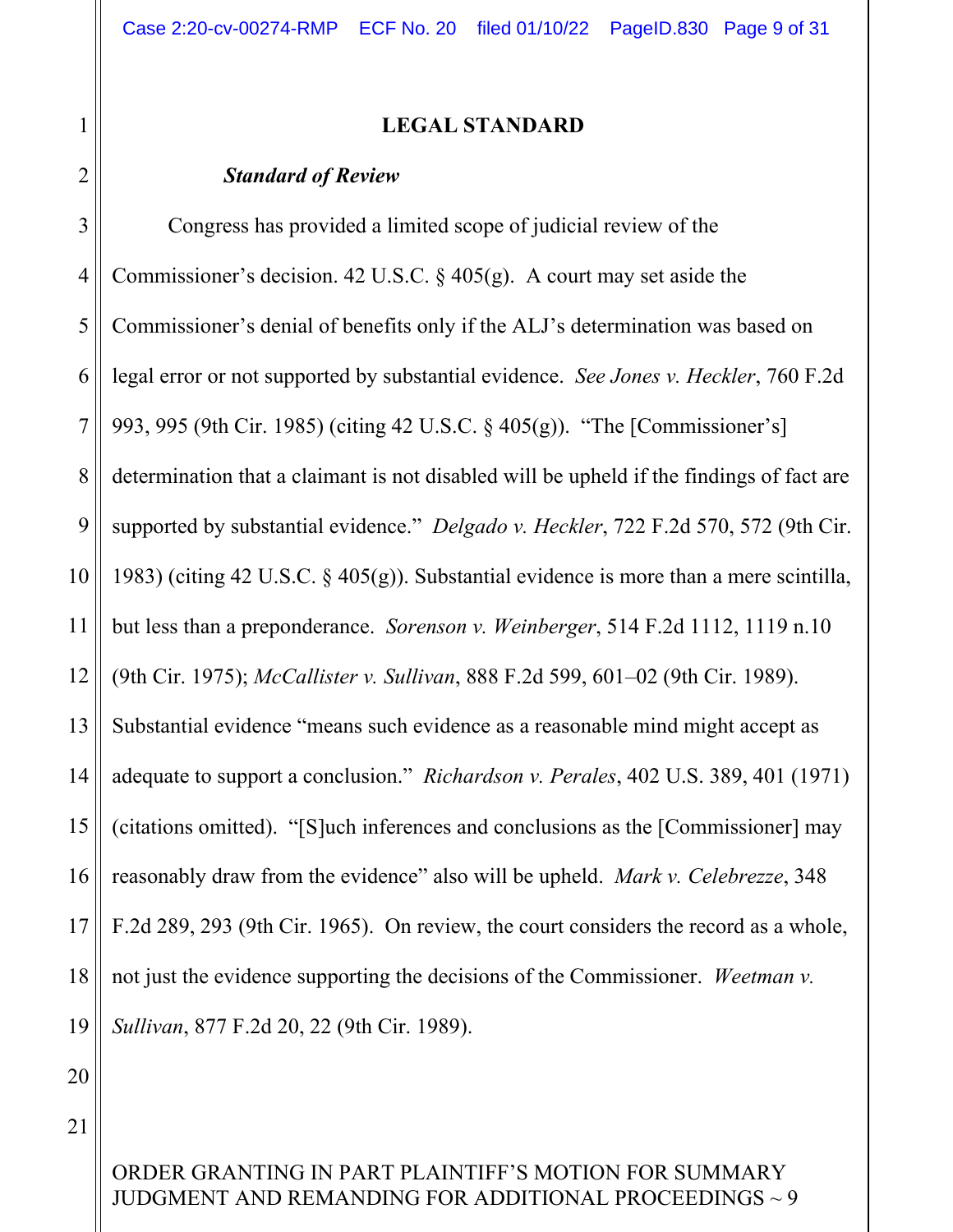## LEGAL STANDARD

***Standard of Review***

Congress has provided a limited scope of judicial review of the Commissioner's decision. 42 U.S.C. § 405(g). A court may set aside the Commissioner's denial of benefits only if the ALJ's determination was based on legal error or not supported by substantial evidence. *See Jones v. Heckler*, 760 F.2d 993, 995 (9th Cir. 1985) (citing 42 U.S.C. § 405(g)). "The [Commissioner's] determination that a claimant is not disabled will be upheld if the findings of fact are supported by substantial evidence." *Delgado v. Heckler*, 722 F.2d 570, 572 (9th Cir. 1983) (citing 42 U.S.C. § 405(g)). Substantial evidence is more than a mere scintilla, but less than a preponderance. *Sorenson v. Weinberger*, 514 F.2d 1112, 1119 n.10 (9th Cir. 1975); *McCallister v. Sullivan*, 888 F.2d 599, 601–02 (9th Cir. 1989). Substantial evidence "means such evidence as a reasonable mind might accept as adequate to support a conclusion." *Richardson v. Perales*, 402 U.S. 389, 401 (1971) (citations omitted). "[S]uch inferences and conclusions as the [Commissioner] may reasonably draw from the evidence" also will be upheld. *Mark v. Celebrezze*, 348 F.2d 289, 293 (9th Cir. 1965). On review, the court considers the record as a whole, not just the evidence supporting the decisions of the Commissioner. *Weetman v. Sullivan*, 877 F.2d 20, 22 (9th Cir. 1989).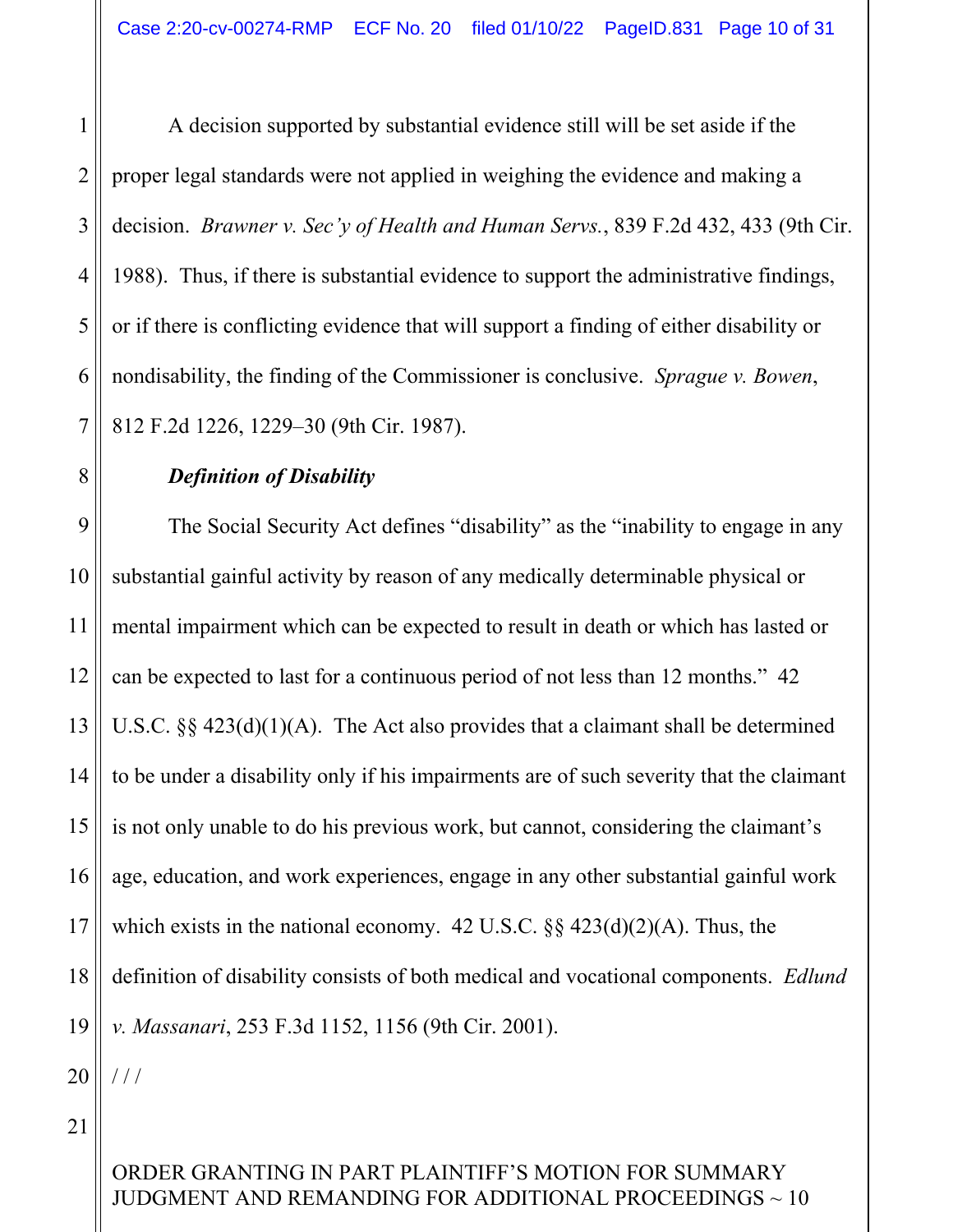A decision supported by substantial evidence still will be set aside if the proper legal standards were not applied in weighing the evidence and making a decision. *Brawner v. Sec'y of Health and Human Servs.*, 839 F.2d 432, 433 (9th Cir. 1988). Thus, if there is substantial evidence to support the administrative findings, or if there is conflicting evidence that will support a finding of either disability or nondisability, the finding of the Commissioner is conclusive. *Sprague v. Bowen*, 812 F.2d 1226, 1229–30 (9th Cir. 1987).

***Definition of Disability***

The Social Security Act defines "disability" as the "inability to engage in any substantial gainful activity by reason of any medically determinable physical or mental impairment which can be expected to result in death or which has lasted or can be expected to last for a continuous period of not less than 12 months." 42 U.S.C. §§ 423(d)(1)(A). The Act also provides that a claimant shall be determined to be under a disability only if his impairments are of such severity that the claimant is not only unable to do his previous work, but cannot, considering the claimant's age, education, and work experiences, engage in any other substantial gainful work which exists in the national economy. 42 U.S.C. §§ 423(d)(2)(A). Thus, the definition of disability consists of both medical and vocational components. *Edlund v. Massanari*, 253 F.3d 1152, 1156 (9th Cir. 2001).

/ / /

ORDER GRANTING IN PART PLAINTIFF'S MOTION FOR SUMMARY JUDGMENT AND REMANDING FOR ADDITIONAL PROCEEDINGS ~ 10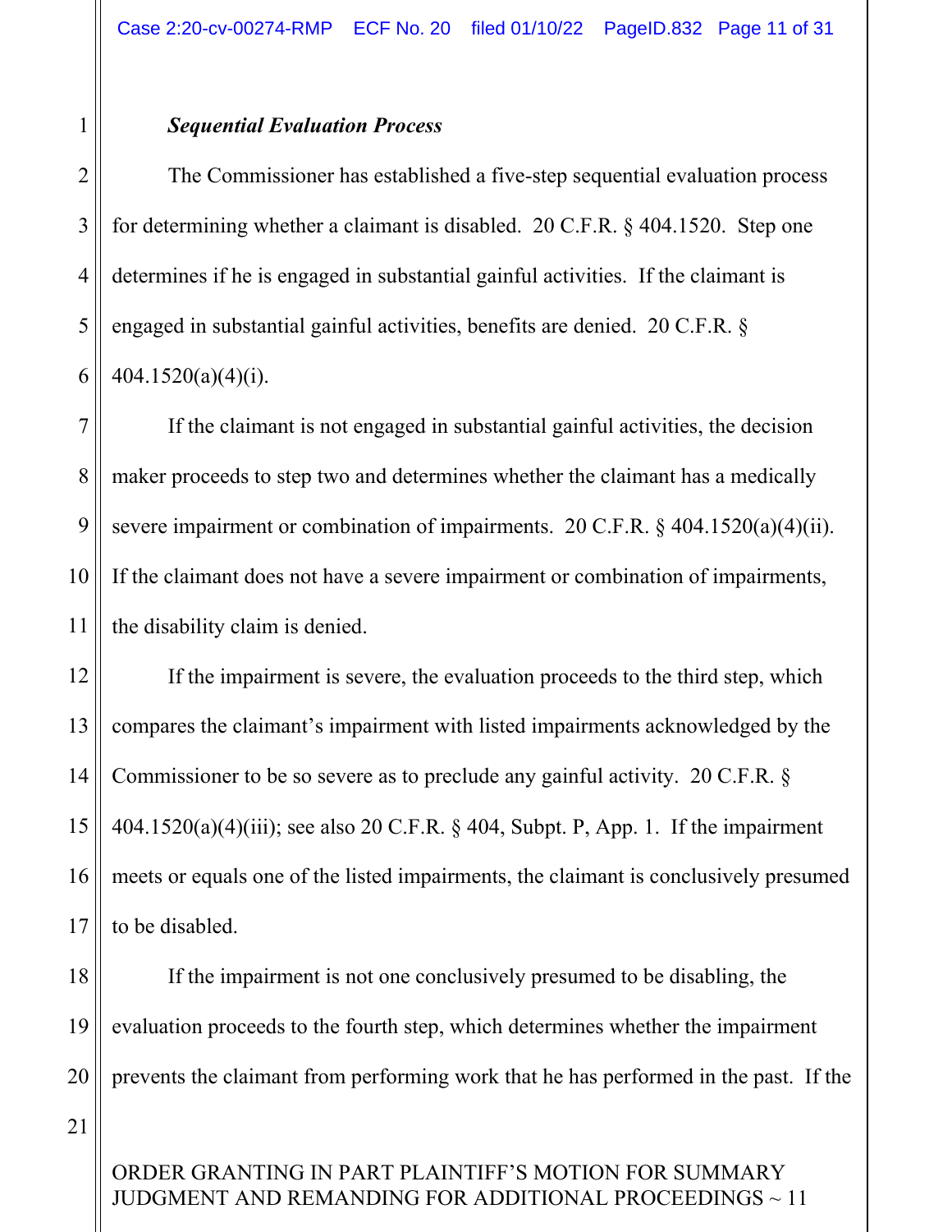***Sequential Evaluation Process***

The Commissioner has established a five-step sequential evaluation process for determining whether a claimant is disabled. 20 C.F.R. § 404.1520. Step one determines if he is engaged in substantial gainful activities. If the claimant is engaged in substantial gainful activities, benefits are denied. 20 C.F.R. § 404.1520(a)(4)(i).

If the claimant is not engaged in substantial gainful activities, the decision maker proceeds to step two and determines whether the claimant has a medically severe impairment or combination of impairments. 20 C.F.R. § 404.1520(a)(4)(ii). If the claimant does not have a severe impairment or combination of impairments, the disability claim is denied.

If the impairment is severe, the evaluation proceeds to the third step, which compares the claimant's impairment with listed impairments acknowledged by the Commissioner to be so severe as to preclude any gainful activity. 20 C.F.R. § 404.1520(a)(4)(iii); see also 20 C.F.R. § 404, Subpt. P, App. 1. If the impairment meets or equals one of the listed impairments, the claimant is conclusively presumed to be disabled.

If the impairment is not one conclusively presumed to be disabling, the evaluation proceeds to the fourth step, which determines whether the impairment prevents the claimant from performing work that he has performed in the past. If the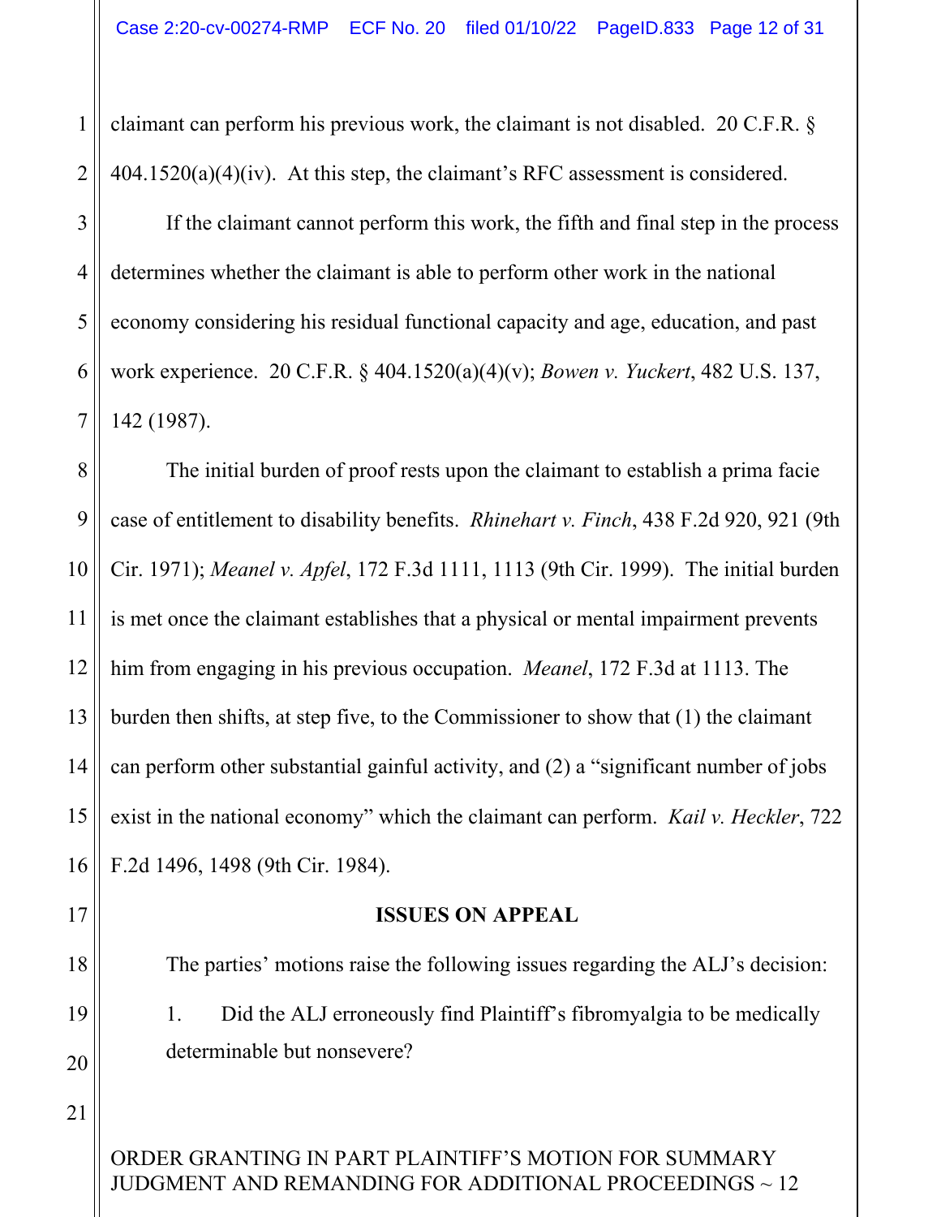claimant can perform his previous work, the claimant is not disabled. 20 C.F.R. § 404.1520(a)(4)(iv). At this step, the claimant's RFC assessment is considered.

If the claimant cannot perform this work, the fifth and final step in the process determines whether the claimant is able to perform other work in the national economy considering his residual functional capacity and age, education, and past work experience. 20 C.F.R. § 404.1520(a)(4)(v); *Bowen v. Yuckert*, 482 U.S. 137, 142 (1987).

The initial burden of proof rests upon the claimant to establish a prima facie case of entitlement to disability benefits. *Rhinehart v. Finch*, 438 F.2d 920, 921 (9th Cir. 1971); *Meanel v. Apfel*, 172 F.3d 1111, 1113 (9th Cir. 1999). The initial burden is met once the claimant establishes that a physical or mental impairment prevents him from engaging in his previous occupation. *Meanel*, 172 F.3d at 1113. The burden then shifts, at step five, to the Commissioner to show that (1) the claimant can perform other substantial gainful activity, and (2) a "significant number of jobs exist in the national economy" which the claimant can perform. *Kail v. Heckler*, 722 F.2d 1496, 1498 (9th Cir. 1984).

## ISSUES ON APPEAL

The parties' motions raise the following issues regarding the ALJ's decision:

1. Did the ALJ erroneously find Plaintiff's fibromyalgia to be medically determinable but nonsevere?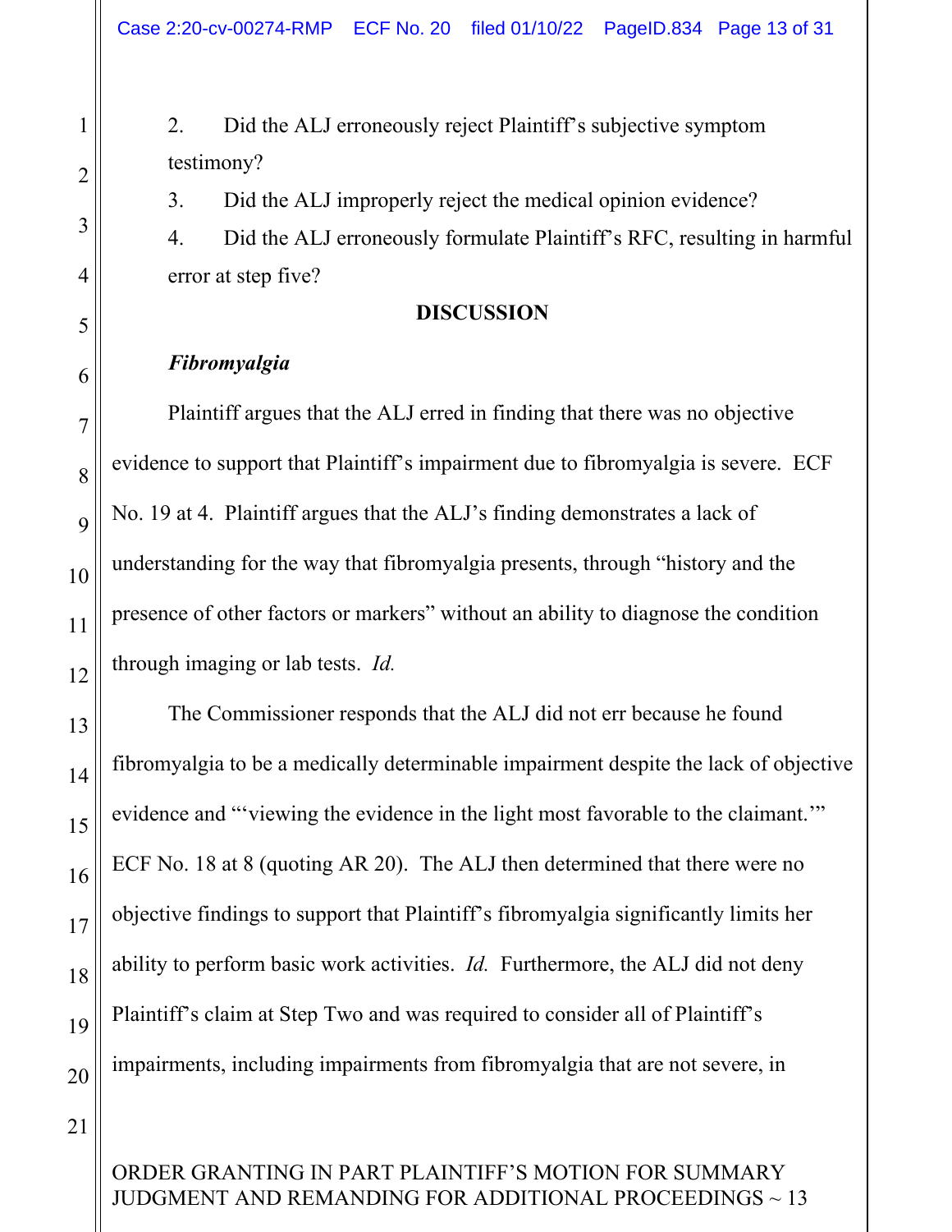2. Did the ALJ erroneously reject Plaintiff's subjective symptom testimony?

3. Did the ALJ improperly reject the medical opinion evidence?

4. Did the ALJ erroneously formulate Plaintiff's RFC, resulting in harmful error at step five?

## DISCUSSION

### *Fibromyalgia*

Plaintiff argues that the ALJ erred in finding that there was no objective evidence to support that Plaintiff's impairment due to fibromyalgia is severe. ECF No. 19 at 4. Plaintiff argues that the ALJ's finding demonstrates a lack of understanding for the way that fibromyalgia presents, through "history and the presence of other factors or markers" without an ability to diagnose the condition through imaging or lab tests. *Id.*

The Commissioner responds that the ALJ did not err because he found fibromyalgia to be a medically determinable impairment despite the lack of objective evidence and "'viewing the evidence in the light most favorable to the claimant.'" ECF No. 18 at 8 (quoting AR 20). The ALJ then determined that there were no objective findings to support that Plaintiff's fibromyalgia significantly limits her ability to perform basic work activities. *Id.* Furthermore, the ALJ did not deny Plaintiff's claim at Step Two and was required to consider all of Plaintiff's impairments, including impairments from fibromyalgia that are not severe, in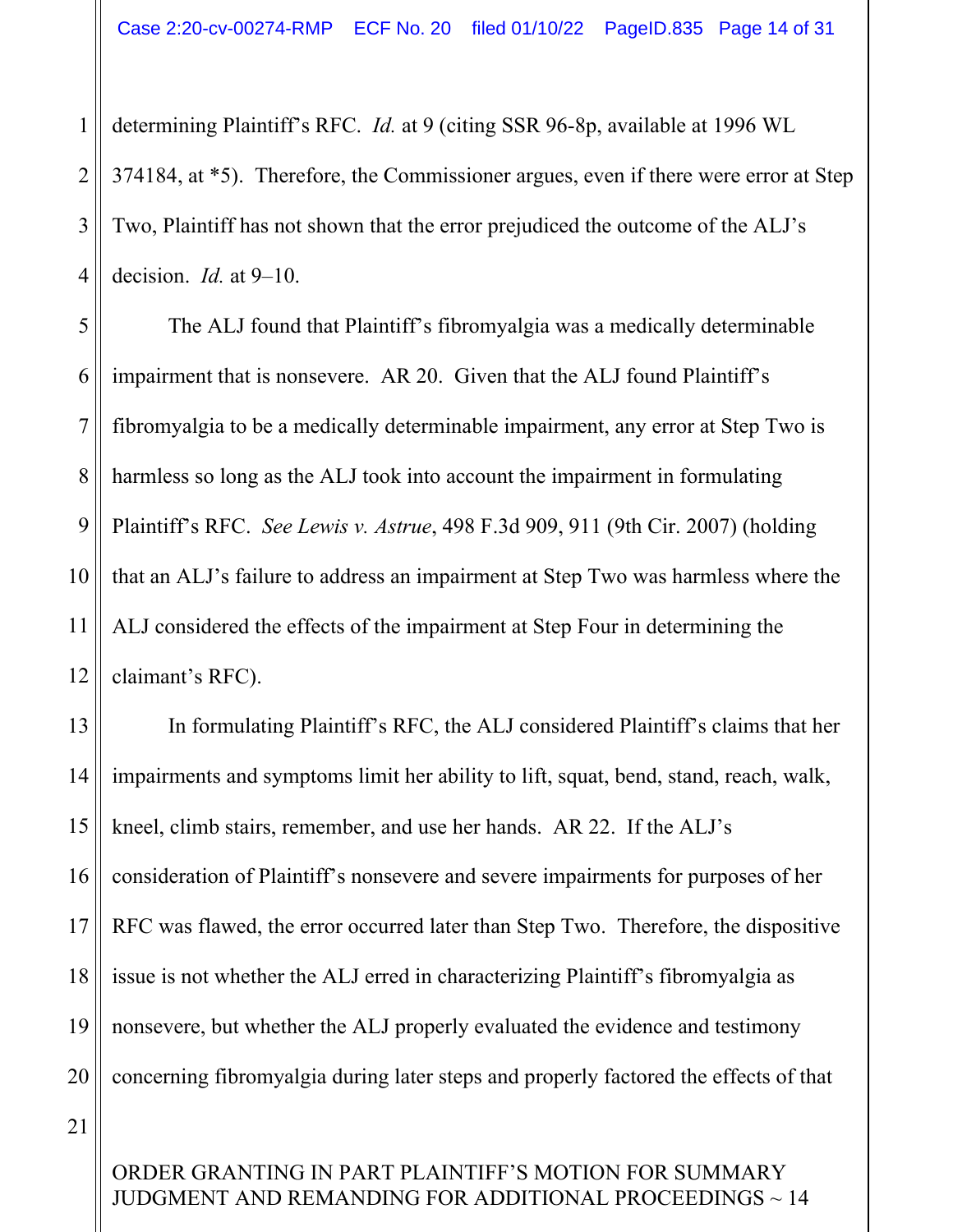determining Plaintiff's RFC. *Id.* at 9 (citing SSR 96-8p, available at 1996 WL 374184, at *5). Therefore, the Commissioner argues, even if there were error at Step Two, Plaintiff has not shown that the error prejudiced the outcome of the ALJ's decision. *Id.* at 9–10.

The ALJ found that Plaintiff's fibromyalgia was a medically determinable impairment that is nonsevere. AR 20. Given that the ALJ found Plaintiff's fibromyalgia to be a medically determinable impairment, any error at Step Two is harmless so long as the ALJ took into account the impairment in formulating Plaintiff's RFC. *See Lewis v. Astrue*, 498 F.3d 909, 911 (9th Cir. 2007) (holding that an ALJ's failure to address an impairment at Step Two was harmless where the ALJ considered the effects of the impairment at Step Four in determining the claimant's RFC).

In formulating Plaintiff's RFC, the ALJ considered Plaintiff's claims that her impairments and symptoms limit her ability to lift, squat, bend, stand, reach, walk, kneel, climb stairs, remember, and use her hands. AR 22. If the ALJ's consideration of Plaintiff's nonsevere and severe impairments for purposes of her RFC was flawed, the error occurred later than Step Two. Therefore, the dispositive issue is not whether the ALJ erred in characterizing Plaintiff's fibromyalgia as nonsevere, but whether the ALJ properly evaluated the evidence and testimony concerning fibromyalgia during later steps and properly factored the effects of that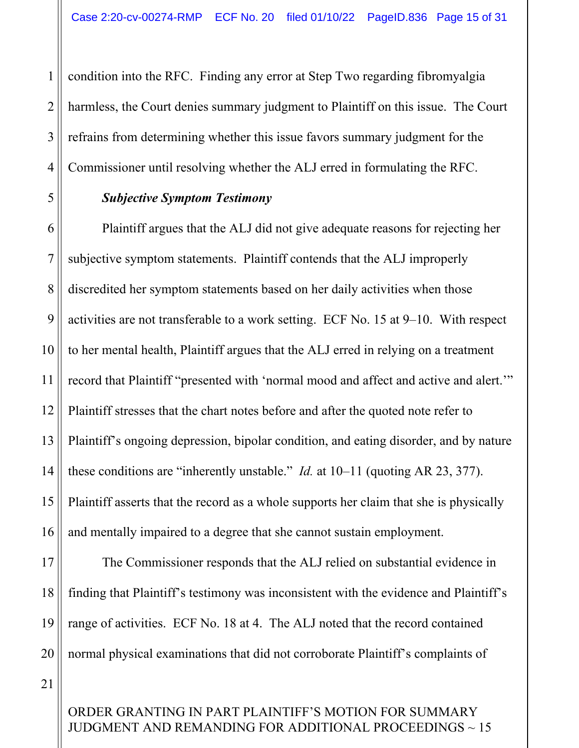condition into the RFC. Finding any error at Step Two regarding fibromyalgia harmless, the Court denies summary judgment to Plaintiff on this issue. The Court refrains from determining whether this issue favors summary judgment for the Commissioner until resolving whether the ALJ erred in formulating the RFC.

***Subjective Symptom Testimony***

Plaintiff argues that the ALJ did not give adequate reasons for rejecting her subjective symptom statements. Plaintiff contends that the ALJ improperly discredited her symptom statements based on her daily activities when those activities are not transferable to a work setting. ECF No. 15 at 9–10. With respect to her mental health, Plaintiff argues that the ALJ erred in relying on a treatment record that Plaintiff "presented with 'normal mood and affect and active and alert.'" Plaintiff stresses that the chart notes before and after the quoted note refer to Plaintiff's ongoing depression, bipolar condition, and eating disorder, and by nature these conditions are "inherently unstable." *Id.* at 10–11 (quoting AR 23, 377). Plaintiff asserts that the record as a whole supports her claim that she is physically and mentally impaired to a degree that she cannot sustain employment.

The Commissioner responds that the ALJ relied on substantial evidence in finding that Plaintiff's testimony was inconsistent with the evidence and Plaintiff's range of activities. ECF No. 18 at 4. The ALJ noted that the record contained normal physical examinations that did not corroborate Plaintiff's complaints of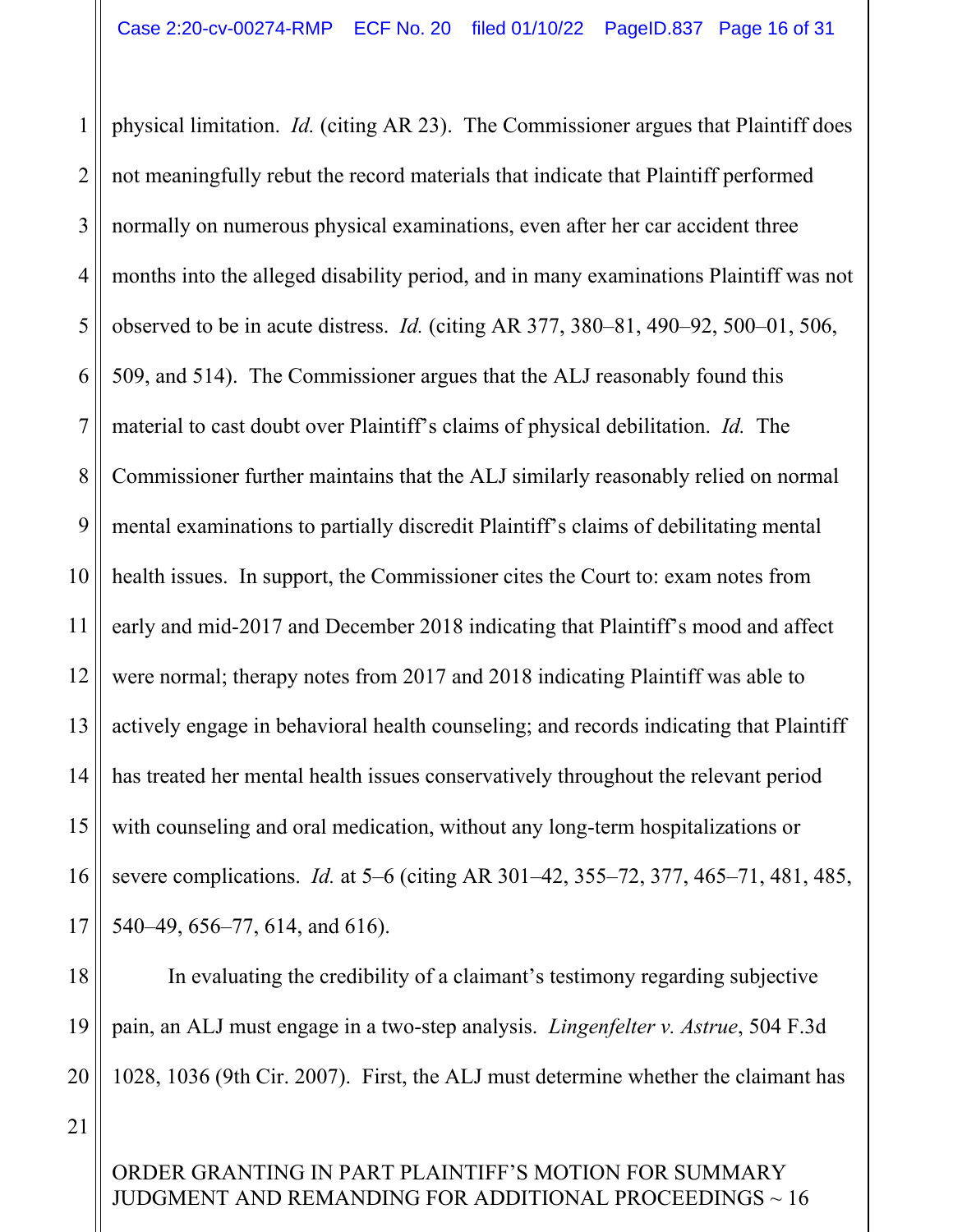physical limitation. *Id.* (citing AR 23). The Commissioner argues that Plaintiff does not meaningfully rebut the record materials that indicate that Plaintiff performed normally on numerous physical examinations, even after her car accident three months into the alleged disability period, and in many examinations Plaintiff was not observed to be in acute distress. *Id.* (citing AR 377, 380–81, 490–92, 500–01, 506, 509, and 514). The Commissioner argues that the ALJ reasonably found this material to cast doubt over Plaintiff's claims of physical debilitation. *Id.* The Commissioner further maintains that the ALJ similarly reasonably relied on normal mental examinations to partially discredit Plaintiff's claims of debilitating mental health issues. In support, the Commissioner cites the Court to: exam notes from early and mid-2017 and December 2018 indicating that Plaintiff's mood and affect were normal; therapy notes from 2017 and 2018 indicating Plaintiff was able to actively engage in behavioral health counseling; and records indicating that Plaintiff has treated her mental health issues conservatively throughout the relevant period with counseling and oral medication, without any long-term hospitalizations or severe complications. *Id.* at 5–6 (citing AR 301–42, 355–72, 377, 465–71, 481, 485, 540–49, 656–77, 614, and 616).

In evaluating the credibility of a claimant's testimony regarding subjective pain, an ALJ must engage in a two-step analysis. *Lingenfelter v. Astrue*, 504 F.3d 1028, 1036 (9th Cir. 2007). First, the ALJ must determine whether the claimant has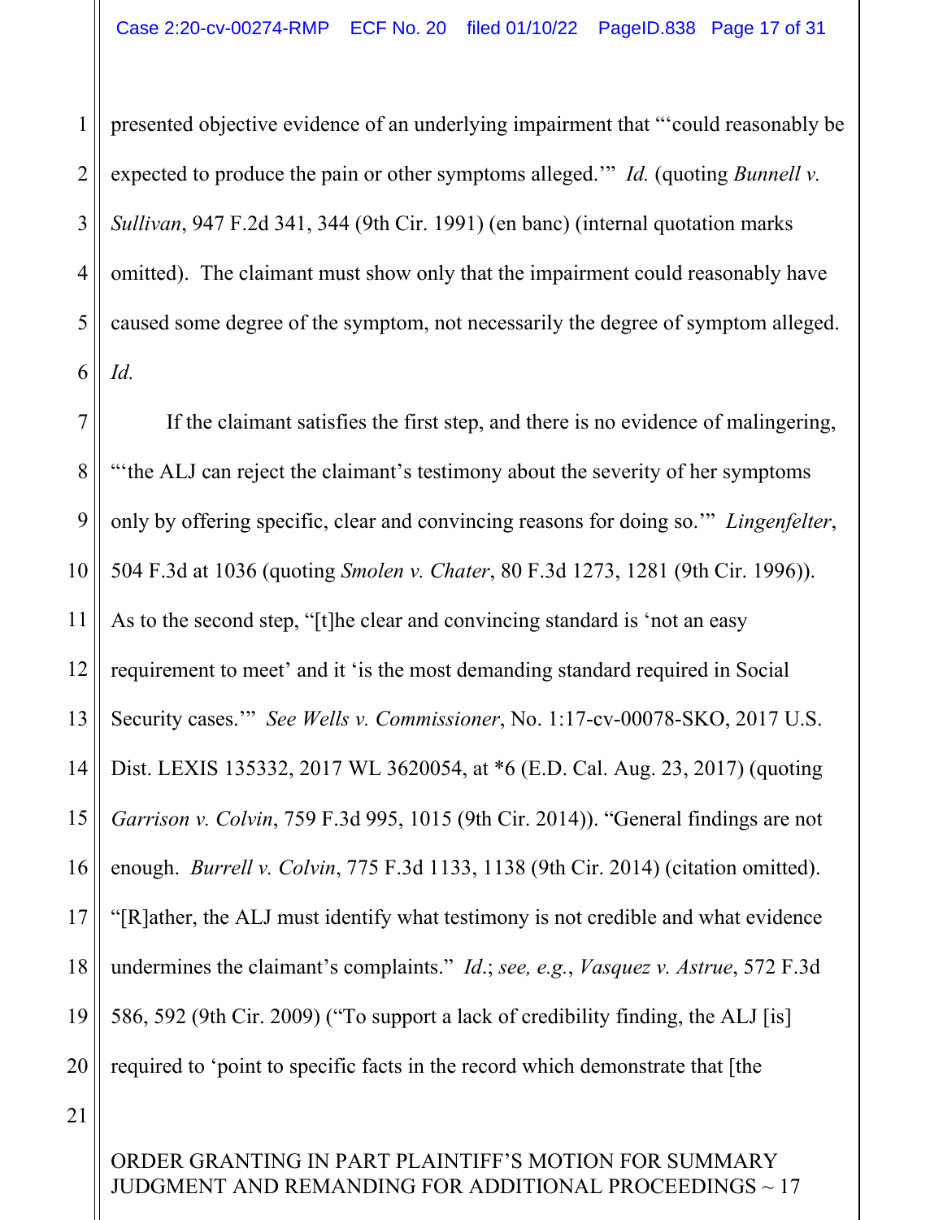presented objective evidence of an underlying impairment that "'could reasonably be expected to produce the pain or other symptoms alleged.'" *Id.* (quoting *Bunnell v. Sullivan*, 947 F.2d 341, 344 (9th Cir. 1991) (en banc) (internal quotation marks omitted). The claimant must show only that the impairment could reasonably have caused some degree of the symptom, not necessarily the degree of symptom alleged. *Id.*

If the claimant satisfies the first step, and there is no evidence of malingering, "'the ALJ can reject the claimant's testimony about the severity of her symptoms only by offering specific, clear and convincing reasons for doing so.'" *Lingenfelter*, 504 F.3d at 1036 (quoting *Smolen v. Chater*, 80 F.3d 1273, 1281 (9th Cir. 1996)). As to the second step, "[t]he clear and convincing standard is 'not an easy requirement to meet' and it 'is the most demanding standard required in Social Security cases.'" *See Wells v. Commissioner*, No. 1:17-cv-00078-SKO, 2017 U.S. Dist. LEXIS 135332, 2017 WL 3620054, at *6 (E.D. Cal. Aug. 23, 2017) (quoting *Garrison v. Colvin*, 759 F.3d 995, 1015 (9th Cir. 2014)). "General findings are not enough. *Burrell v. Colvin*, 775 F.3d 1133, 1138 (9th Cir. 2014) (citation omitted). "[R]ather, the ALJ must identify what testimony is not credible and what evidence undermines the claimant's complaints." *Id.*; *see, e.g.*, *Vasquez v. Astrue*, 572 F.3d 586, 592 (9th Cir. 2009) ("To support a lack of credibility finding, the ALJ [is] required to 'point to specific facts in the record which demonstrate that [the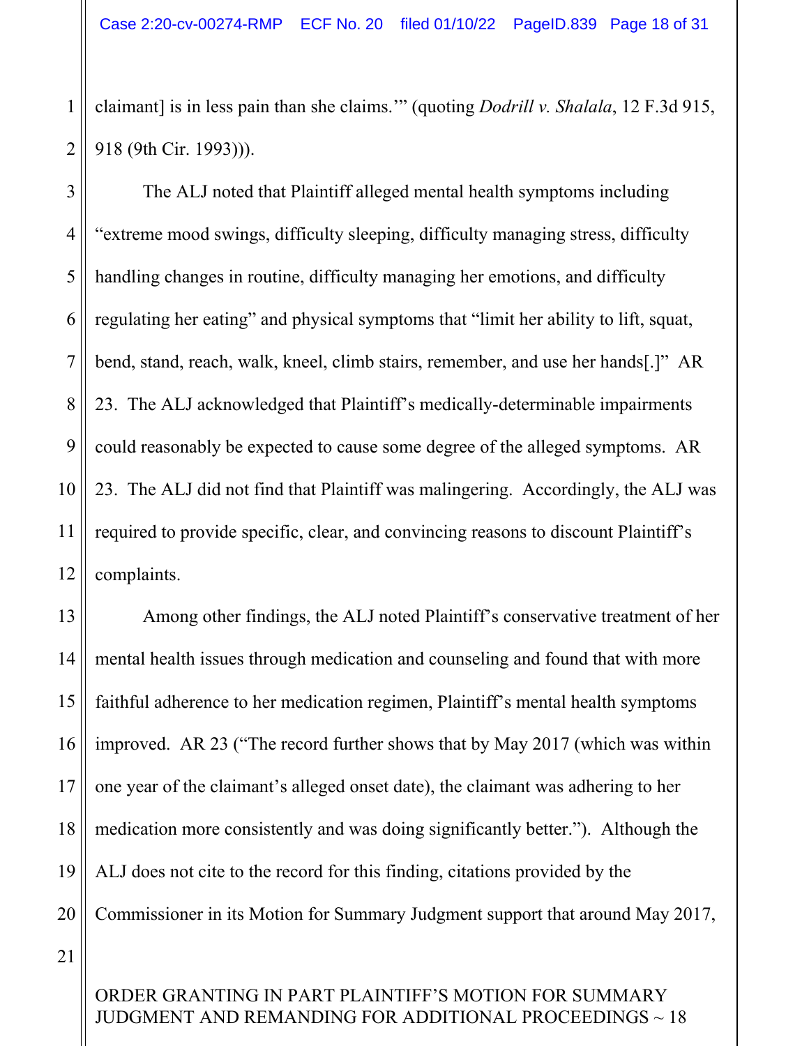claimant] is in less pain than she claims.'" (quoting *Dodrill v. Shalala*, 12 F.3d 915, 918 (9th Cir. 1993))).

The ALJ noted that Plaintiff alleged mental health symptoms including "extreme mood swings, difficulty sleeping, difficulty managing stress, difficulty handling changes in routine, difficulty managing her emotions, and difficulty regulating her eating" and physical symptoms that "limit her ability to lift, squat, bend, stand, reach, walk, kneel, climb stairs, remember, and use her hands[.]" AR 23. The ALJ acknowledged that Plaintiff's medically-determinable impairments could reasonably be expected to cause some degree of the alleged symptoms. AR 23. The ALJ did not find that Plaintiff was malingering. Accordingly, the ALJ was required to provide specific, clear, and convincing reasons to discount Plaintiff's complaints.

Among other findings, the ALJ noted Plaintiff's conservative treatment of her mental health issues through medication and counseling and found that with more faithful adherence to her medication regimen, Plaintiff's mental health symptoms improved. AR 23 ("The record further shows that by May 2017 (which was within one year of the claimant's alleged onset date), the claimant was adhering to her medication more consistently and was doing significantly better."). Although the ALJ does not cite to the record for this finding, citations provided by the Commissioner in its Motion for Summary Judgment support that around May 2017,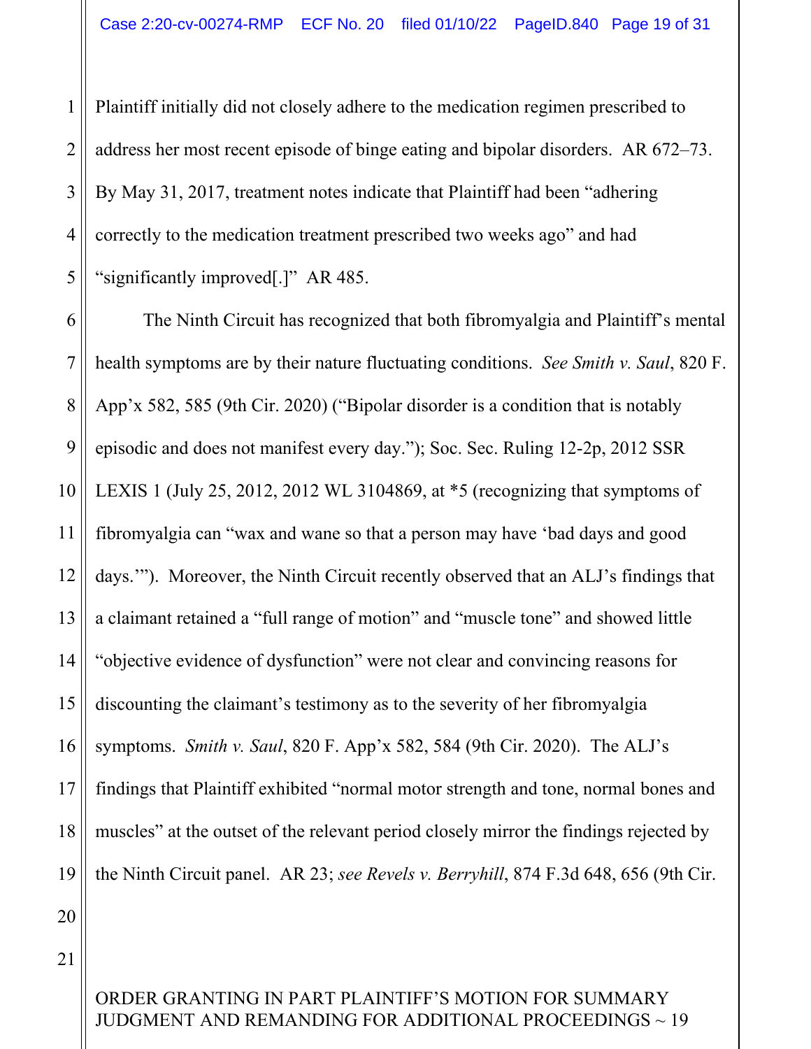Plaintiff initially did not closely adhere to the medication regimen prescribed to address her most recent episode of binge eating and bipolar disorders. AR 672–73. By May 31, 2017, treatment notes indicate that Plaintiff had been "adhering correctly to the medication treatment prescribed two weeks ago" and had "significantly improved[.]" AR 485.

The Ninth Circuit has recognized that both fibromyalgia and Plaintiff's mental health symptoms are by their nature fluctuating conditions. *See Smith v. Saul*, 820 F. App'x 582, 585 (9th Cir. 2020) ("Bipolar disorder is a condition that is notably episodic and does not manifest every day."); Soc. Sec. Ruling 12-2p, 2012 SSR LEXIS 1 (July 25, 2012, 2012 WL 3104869, at *5 (recognizing that symptoms of fibromyalgia can "wax and wane so that a person may have 'bad days and good days.'"). Moreover, the Ninth Circuit recently observed that an ALJ's findings that a claimant retained a "full range of motion" and "muscle tone" and showed little "objective evidence of dysfunction" were not clear and convincing reasons for discounting the claimant's testimony as to the severity of her fibromyalgia symptoms. *Smith v. Saul*, 820 F. App'x 582, 584 (9th Cir. 2020). The ALJ's findings that Plaintiff exhibited "normal motor strength and tone, normal bones and muscles" at the outset of the relevant period closely mirror the findings rejected by the Ninth Circuit panel. AR 23; *see Revels v. Berryhill*, 874 F.3d 648, 656 (9th Cir.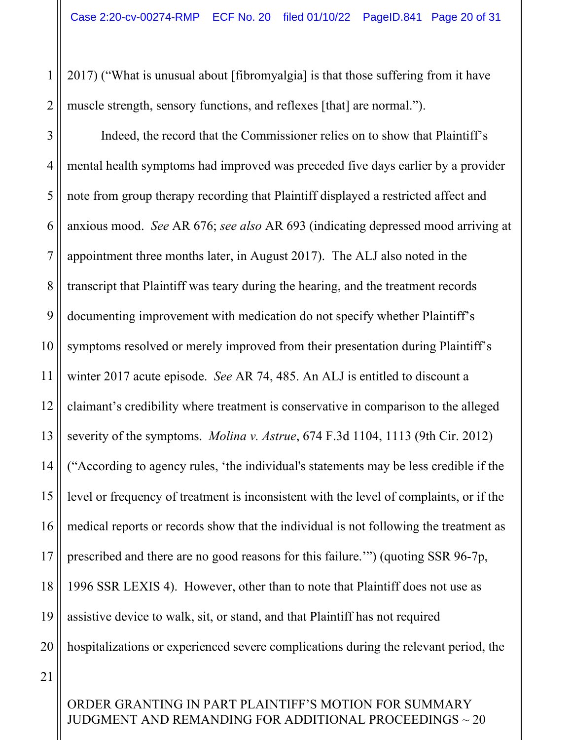2017) ("What is unusual about [fibromyalgia] is that those suffering from it have muscle strength, sensory functions, and reflexes [that] are normal.").

Indeed, the record that the Commissioner relies on to show that Plaintiff's mental health symptoms had improved was preceded five days earlier by a provider note from group therapy recording that Plaintiff displayed a restricted affect and anxious mood. *See* AR 676; *see also* AR 693 (indicating depressed mood arriving at appointment three months later, in August 2017). The ALJ also noted in the transcript that Plaintiff was teary during the hearing, and the treatment records documenting improvement with medication do not specify whether Plaintiff's symptoms resolved or merely improved from their presentation during Plaintiff's winter 2017 acute episode. *See* AR 74, 485. An ALJ is entitled to discount a claimant's credibility where treatment is conservative in comparison to the alleged severity of the symptoms. *Molina v. Astrue*, 674 F.3d 1104, 1113 (9th Cir. 2012) ("According to agency rules, 'the individual's statements may be less credible if the level or frequency of treatment is inconsistent with the level of complaints, or if the medical reports or records show that the individual is not following the treatment as prescribed and there are no good reasons for this failure.'") (quoting SSR 96-7p, 1996 SSR LEXIS 4). However, other than to note that Plaintiff does not use as assistive device to walk, sit, or stand, and that Plaintiff has not required hospitalizations or experienced severe complications during the relevant period, the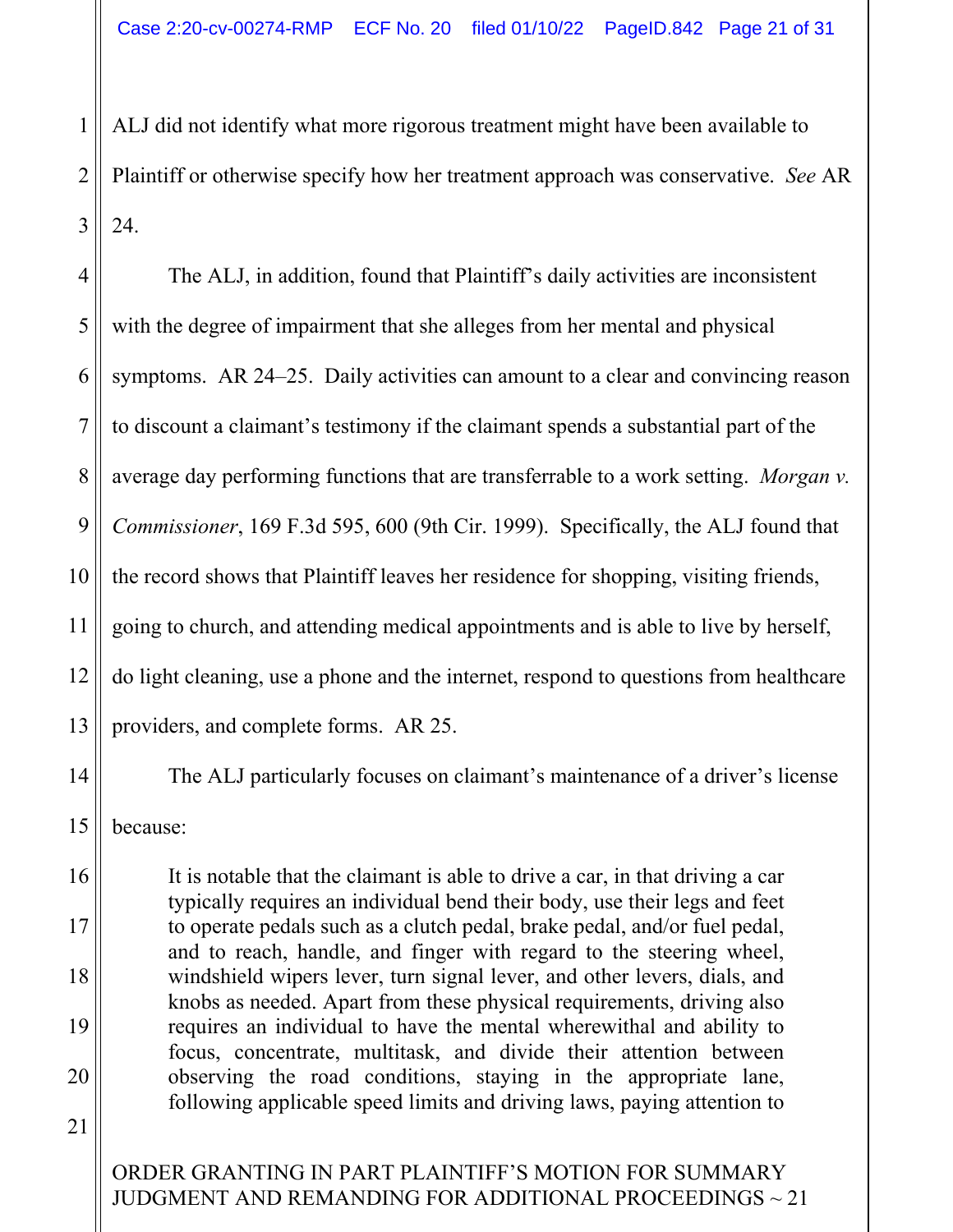ALJ did not identify what more rigorous treatment might have been available to Plaintiff or otherwise specify how her treatment approach was conservative. *See* AR 24.

The ALJ, in addition, found that Plaintiff's daily activities are inconsistent with the degree of impairment that she alleges from her mental and physical symptoms. AR 24–25. Daily activities can amount to a clear and convincing reason to discount a claimant's testimony if the claimant spends a substantial part of the average day performing functions that are transferrable to a work setting. *Morgan v. Commissioner*, 169 F.3d 595, 600 (9th Cir. 1999). Specifically, the ALJ found that the record shows that Plaintiff leaves her residence for shopping, visiting friends, going to church, and attending medical appointments and is able to live by herself, do light cleaning, use a phone and the internet, respond to questions from healthcare providers, and complete forms. AR 25.

The ALJ particularly focuses on claimant's maintenance of a driver's license because:

> It is notable that the claimant is able to drive a car, in that driving a car typically requires an individual bend their body, use their legs and feet to operate pedals such as a clutch pedal, brake pedal, and/or fuel pedal, and to reach, handle, and finger with regard to the steering wheel, windshield wipers lever, turn signal lever, and other levers, dials, and knobs as needed. Apart from these physical requirements, driving also requires an individual to have the mental wherewithal and ability to focus, concentrate, multitask, and divide their attention between observing the road conditions, staying in the appropriate lane, following applicable speed limits and driving laws, paying attention to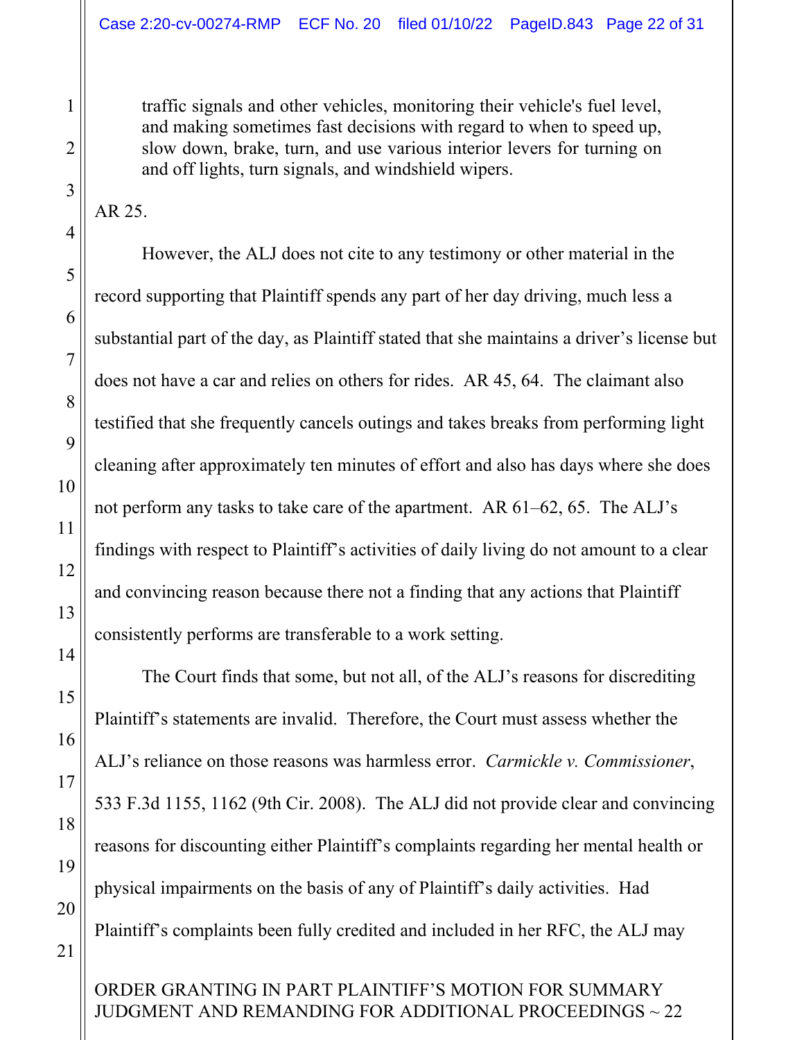> traffic signals and other vehicles, monitoring their vehicle's fuel level, and making sometimes fast decisions with regard to when to speed up, slow down, brake, turn, and use various interior levers for turning on and off lights, turn signals, and windshield wipers.

AR 25.

However, the ALJ does not cite to any testimony or other material in the record supporting that Plaintiff spends any part of her day driving, much less a substantial part of the day, as Plaintiff stated that she maintains a driver's license but does not have a car and relies on others for rides. AR 45, 64. The claimant also testified that she frequently cancels outings and takes breaks from performing light cleaning after approximately ten minutes of effort and also has days where she does not perform any tasks to take care of the apartment. AR 61–62, 65. The ALJ's findings with respect to Plaintiff's activities of daily living do not amount to a clear and convincing reason because there not a finding that any actions that Plaintiff consistently performs are transferable to a work setting.

The Court finds that some, but not all, of the ALJ's reasons for discrediting Plaintiff's statements are invalid. Therefore, the Court must assess whether the ALJ's reliance on those reasons was harmless error. *Carmickle v. Commissioner*, 533 F.3d 1155, 1162 (9th Cir. 2008). The ALJ did not provide clear and convincing reasons for discounting either Plaintiff's complaints regarding her mental health or physical impairments on the basis of any of Plaintiff's daily activities. Had Plaintiff's complaints been fully credited and included in her RFC, the ALJ may

ORDER GRANTING IN PART PLAINTIFF'S MOTION FOR SUMMARY JUDGMENT AND REMANDING FOR ADDITIONAL PROCEEDINGS ~ 22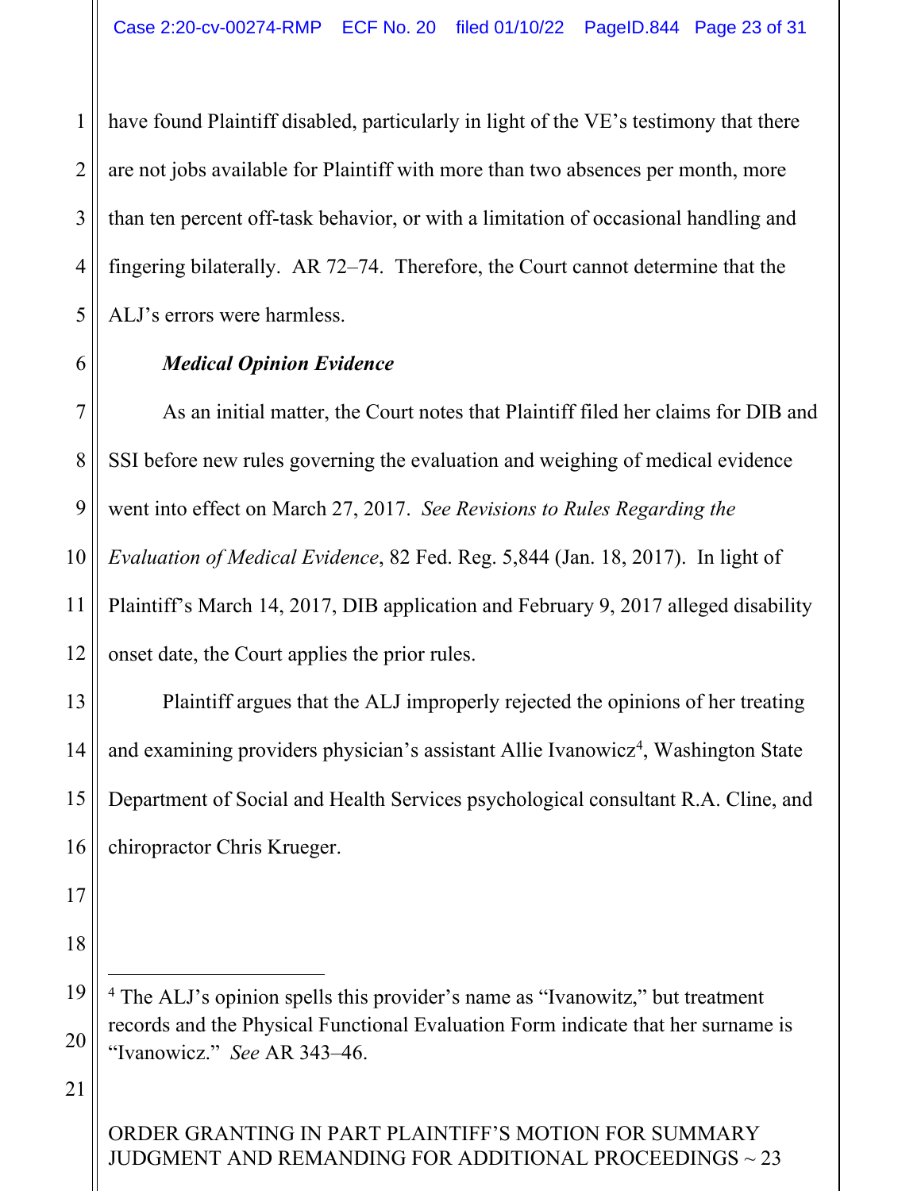have found Plaintiff disabled, particularly in light of the VE's testimony that there are not jobs available for Plaintiff with more than two absences per month, more than ten percent off-task behavior, or with a limitation of occasional handling and fingering bilaterally. AR 72–74. Therefore, the Court cannot determine that the ALJ's errors were harmless.

***Medical Opinion Evidence***

As an initial matter, the Court notes that Plaintiff filed her claims for DIB and SSI before new rules governing the evaluation and weighing of medical evidence went into effect on March 27, 2017. *See Revisions to Rules Regarding the Evaluation of Medical Evidence*, 82 Fed. Reg. 5,844 (Jan. 18, 2017). In light of Plaintiff's March 14, 2017, DIB application and February 9, 2017 alleged disability onset date, the Court applies the prior rules.

Plaintiff argues that the ALJ improperly rejected the opinions of her treating and examining providers physician's assistant Allie Ivanowicz[4], Washington State Department of Social and Health Services psychological consultant R.A. Cline, and chiropractor Chris Krueger.

[4] The ALJ's opinion spells this provider's name as "Ivanowitz," but treatment records and the Physical Functional Evaluation Form indicate that her surname is "Ivanowicz." *See* AR 343–46.

ORDER GRANTING IN PART PLAINTIFF'S MOTION FOR SUMMARY JUDGMENT AND REMANDING FOR ADDITIONAL PROCEEDINGS ~ 23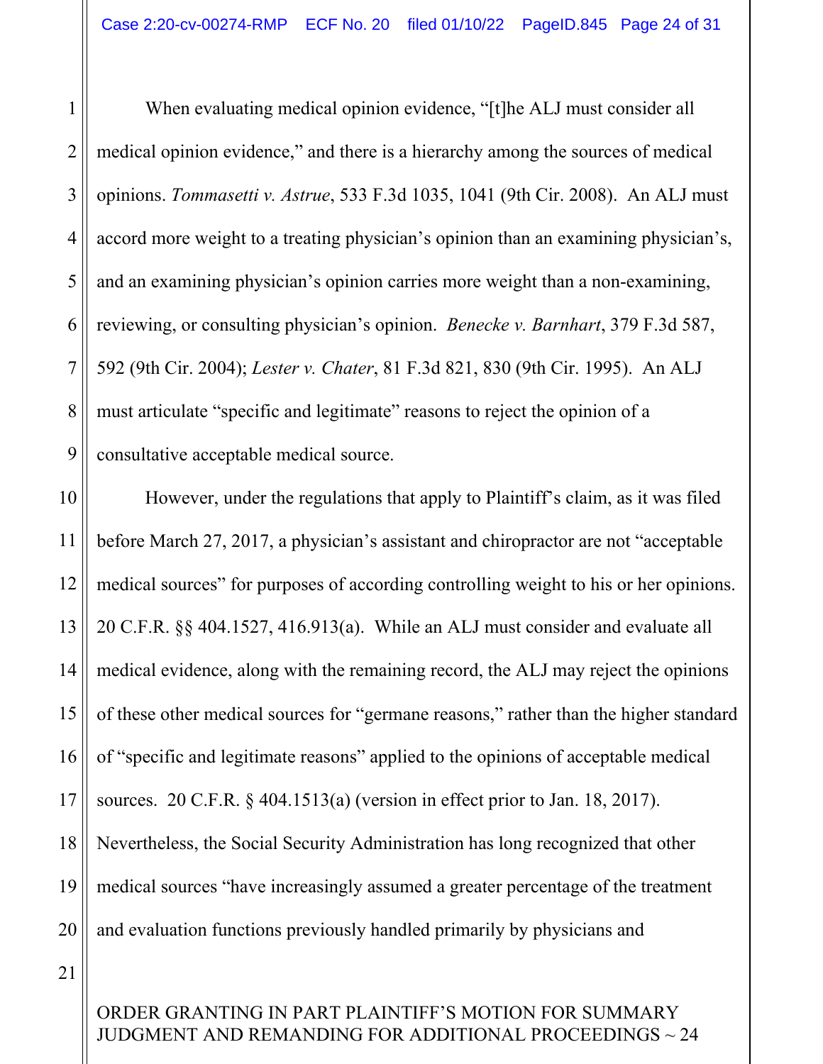When evaluating medical opinion evidence, "[t]he ALJ must consider all medical opinion evidence," and there is a hierarchy among the sources of medical opinions. *Tommasetti v. Astrue*, 533 F.3d 1035, 1041 (9th Cir. 2008). An ALJ must accord more weight to a treating physician's opinion than an examining physician's, and an examining physician's opinion carries more weight than a non-examining, reviewing, or consulting physician's opinion. *Benecke v. Barnhart*, 379 F.3d 587, 592 (9th Cir. 2004); *Lester v. Chater*, 81 F.3d 821, 830 (9th Cir. 1995). An ALJ must articulate "specific and legitimate" reasons to reject the opinion of a consultative acceptable medical source.

However, under the regulations that apply to Plaintiff's claim, as it was filed before March 27, 2017, a physician's assistant and chiropractor are not "acceptable medical sources" for purposes of according controlling weight to his or her opinions. 20 C.F.R. §§ 404.1527, 416.913(a). While an ALJ must consider and evaluate all medical evidence, along with the remaining record, the ALJ may reject the opinions of these other medical sources for "germane reasons," rather than the higher standard of "specific and legitimate reasons" applied to the opinions of acceptable medical sources. 20 C.F.R. § 404.1513(a) (version in effect prior to Jan. 18, 2017). Nevertheless, the Social Security Administration has long recognized that other medical sources "have increasingly assumed a greater percentage of the treatment and evaluation functions previously handled primarily by physicians and

ORDER GRANTING IN PART PLAINTIFF'S MOTION FOR SUMMARY JUDGMENT AND REMANDING FOR ADDITIONAL PROCEEDINGS ~ 24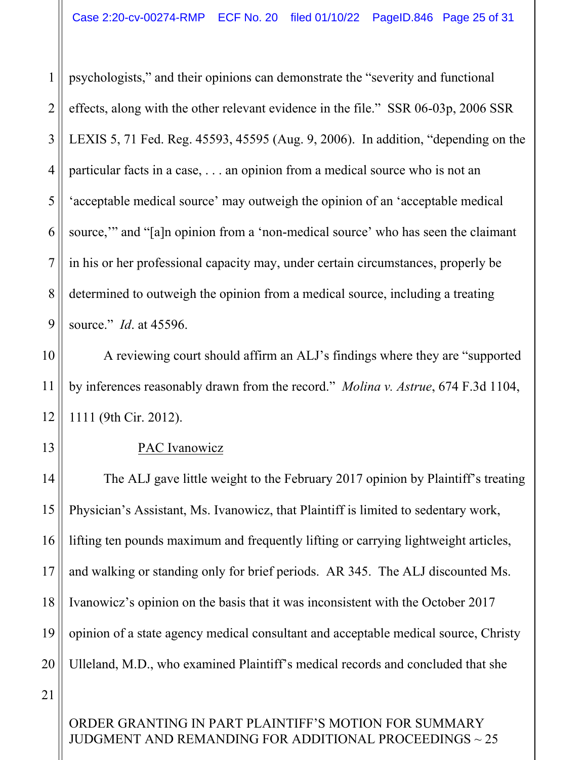psychologists," and their opinions can demonstrate the "severity and functional effects, along with the other relevant evidence in the file." SSR 06-03p, 2006 SSR LEXIS 5, 71 Fed. Reg. 45593, 45595 (Aug. 9, 2006). In addition, "depending on the particular facts in a case, . . . an opinion from a medical source who is not an 'acceptable medical source' may outweigh the opinion of an 'acceptable medical source,'" and "[a]n opinion from a 'non-medical source' who has seen the claimant in his or her professional capacity may, under certain circumstances, properly be determined to outweigh the opinion from a medical source, including a treating source." *Id*. at 45596.

A reviewing court should affirm an ALJ's findings where they are "supported by inferences reasonably drawn from the record." *Molina v. Astrue*, 674 F.3d 1104, 1111 (9th Cir. 2012).

PAC Ivanowicz

The ALJ gave little weight to the February 2017 opinion by Plaintiff's treating Physician's Assistant, Ms. Ivanowicz, that Plaintiff is limited to sedentary work, lifting ten pounds maximum and frequently lifting or carrying lightweight articles, and walking or standing only for brief periods. AR 345. The ALJ discounted Ms. Ivanowicz's opinion on the basis that it was inconsistent with the October 2017 opinion of a state agency medical consultant and acceptable medical source, Christy Ulleland, M.D., who examined Plaintiff's medical records and concluded that she

ORDER GRANTING IN PART PLAINTIFF'S MOTION FOR SUMMARY JUDGMENT AND REMANDING FOR ADDITIONAL PROCEEDINGS ~ 25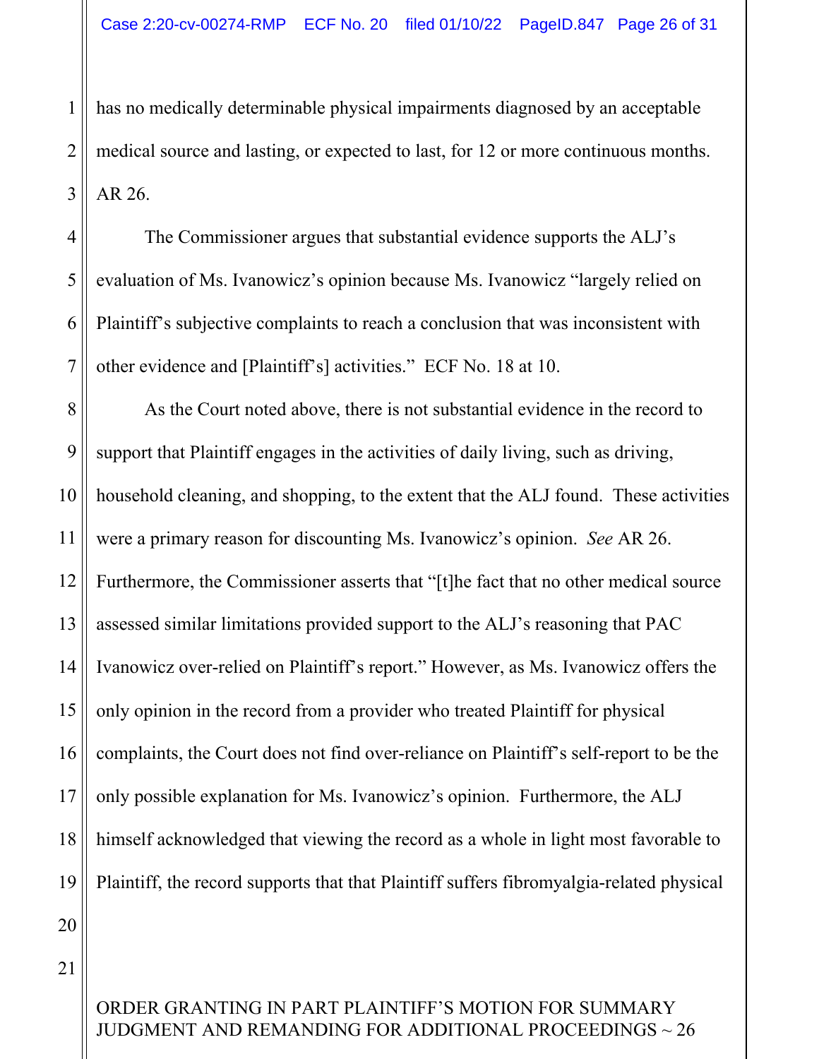has no medically determinable physical impairments diagnosed by an acceptable medical source and lasting, or expected to last, for 12 or more continuous months. AR 26.

The Commissioner argues that substantial evidence supports the ALJ's evaluation of Ms. Ivanowicz's opinion because Ms. Ivanowicz "largely relied on Plaintiff's subjective complaints to reach a conclusion that was inconsistent with other evidence and [Plaintiff's] activities." ECF No. 18 at 10.

As the Court noted above, there is not substantial evidence in the record to support that Plaintiff engages in the activities of daily living, such as driving, household cleaning, and shopping, to the extent that the ALJ found. These activities were a primary reason for discounting Ms. Ivanowicz's opinion. *See* AR 26. Furthermore, the Commissioner asserts that "[t]he fact that no other medical source assessed similar limitations provided support to the ALJ's reasoning that PAC Ivanowicz over-relied on Plaintiff's report." However, as Ms. Ivanowicz offers the only opinion in the record from a provider who treated Plaintiff for physical complaints, the Court does not find over-reliance on Plaintiff's self-report to be the only possible explanation for Ms. Ivanowicz's opinion. Furthermore, the ALJ himself acknowledged that viewing the record as a whole in light most favorable to Plaintiff, the record supports that that Plaintiff suffers fibromyalgia-related physical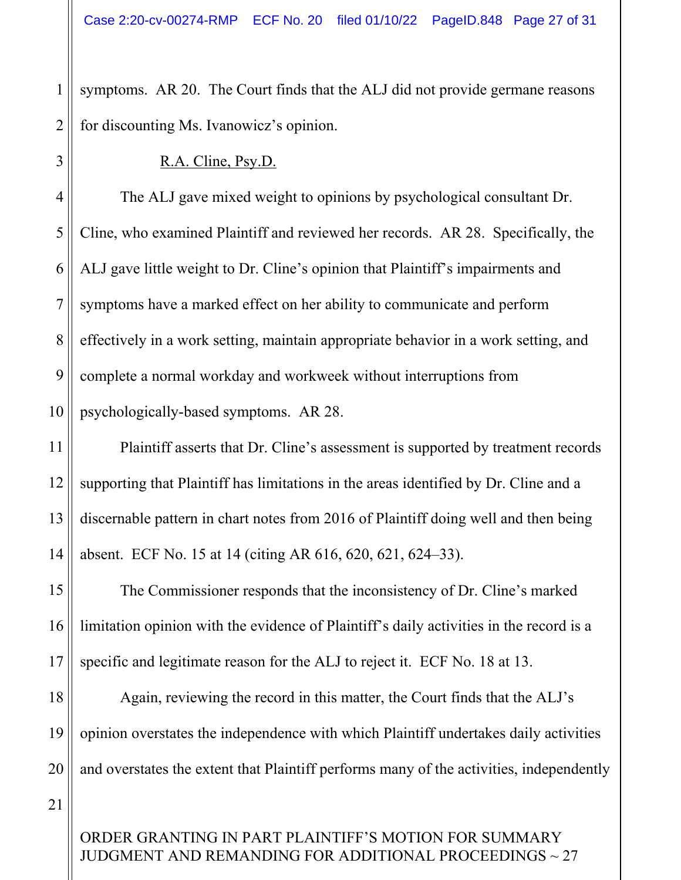symptoms. AR 20. The Court finds that the ALJ did not provide germane reasons for discounting Ms. Ivanowicz's opinion.

<u>R.A. Cline, Psy.D.</u>

The ALJ gave mixed weight to opinions by psychological consultant Dr. Cline, who examined Plaintiff and reviewed her records. AR 28. Specifically, the ALJ gave little weight to Dr. Cline's opinion that Plaintiff's impairments and symptoms have a marked effect on her ability to communicate and perform effectively in a work setting, maintain appropriate behavior in a work setting, and complete a normal workday and workweek without interruptions from psychologically-based symptoms. AR 28.

Plaintiff asserts that Dr. Cline's assessment is supported by treatment records supporting that Plaintiff has limitations in the areas identified by Dr. Cline and a discernable pattern in chart notes from 2016 of Plaintiff doing well and then being absent. ECF No. 15 at 14 (citing AR 616, 620, 621, 624–33).

The Commissioner responds that the inconsistency of Dr. Cline's marked limitation opinion with the evidence of Plaintiff's daily activities in the record is a specific and legitimate reason for the ALJ to reject it. ECF No. 18 at 13.

Again, reviewing the record in this matter, the Court finds that the ALJ's opinion overstates the independence with which Plaintiff undertakes daily activities and overstates the extent that Plaintiff performs many of the activities, independently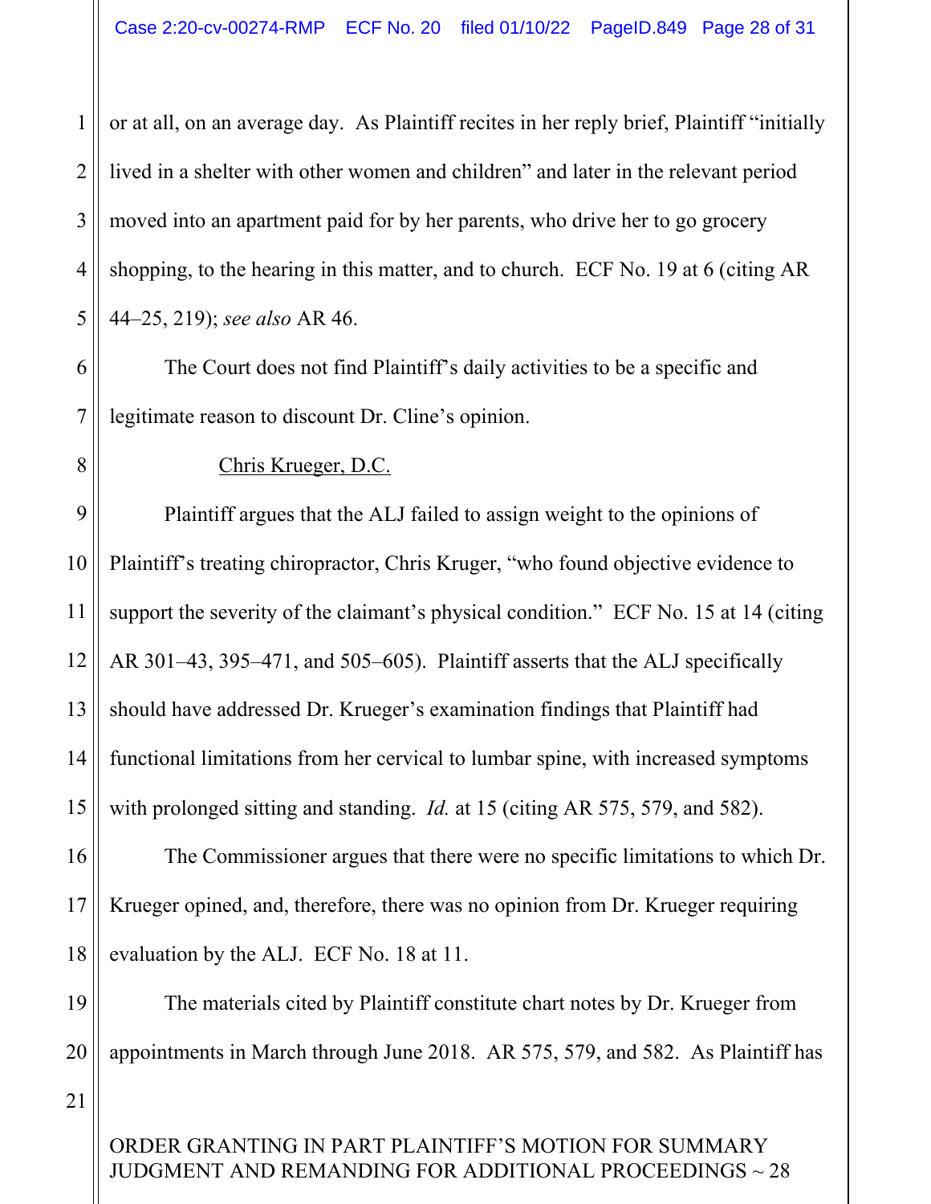or at all, on an average day. As Plaintiff recites in her reply brief, Plaintiff "initially lived in a shelter with other women and children" and later in the relevant period moved into an apartment paid for by her parents, who drive her to go grocery shopping, to the hearing in this matter, and to church. ECF No. 19 at 6 (citing AR 44–25, 219); *see also* AR 46.

The Court does not find Plaintiff's daily activities to be a specific and legitimate reason to discount Dr. Cline's opinion.

<u>Chris Krueger, D.C.</u>

Plaintiff argues that the ALJ failed to assign weight to the opinions of Plaintiff's treating chiropractor, Chris Kruger, "who found objective evidence to support the severity of the claimant's physical condition." ECF No. 15 at 14 (citing AR 301–43, 395–471, and 505–605). Plaintiff asserts that the ALJ specifically should have addressed Dr. Krueger's examination findings that Plaintiff had functional limitations from her cervical to lumbar spine, with increased symptoms with prolonged sitting and standing. *Id.* at 15 (citing AR 575, 579, and 582).

The Commissioner argues that there were no specific limitations to which Dr. Krueger opined, and, therefore, there was no opinion from Dr. Krueger requiring evaluation by the ALJ. ECF No. 18 at 11.

The materials cited by Plaintiff constitute chart notes by Dr. Krueger from appointments in March through June 2018. AR 575, 579, and 582. As Plaintiff has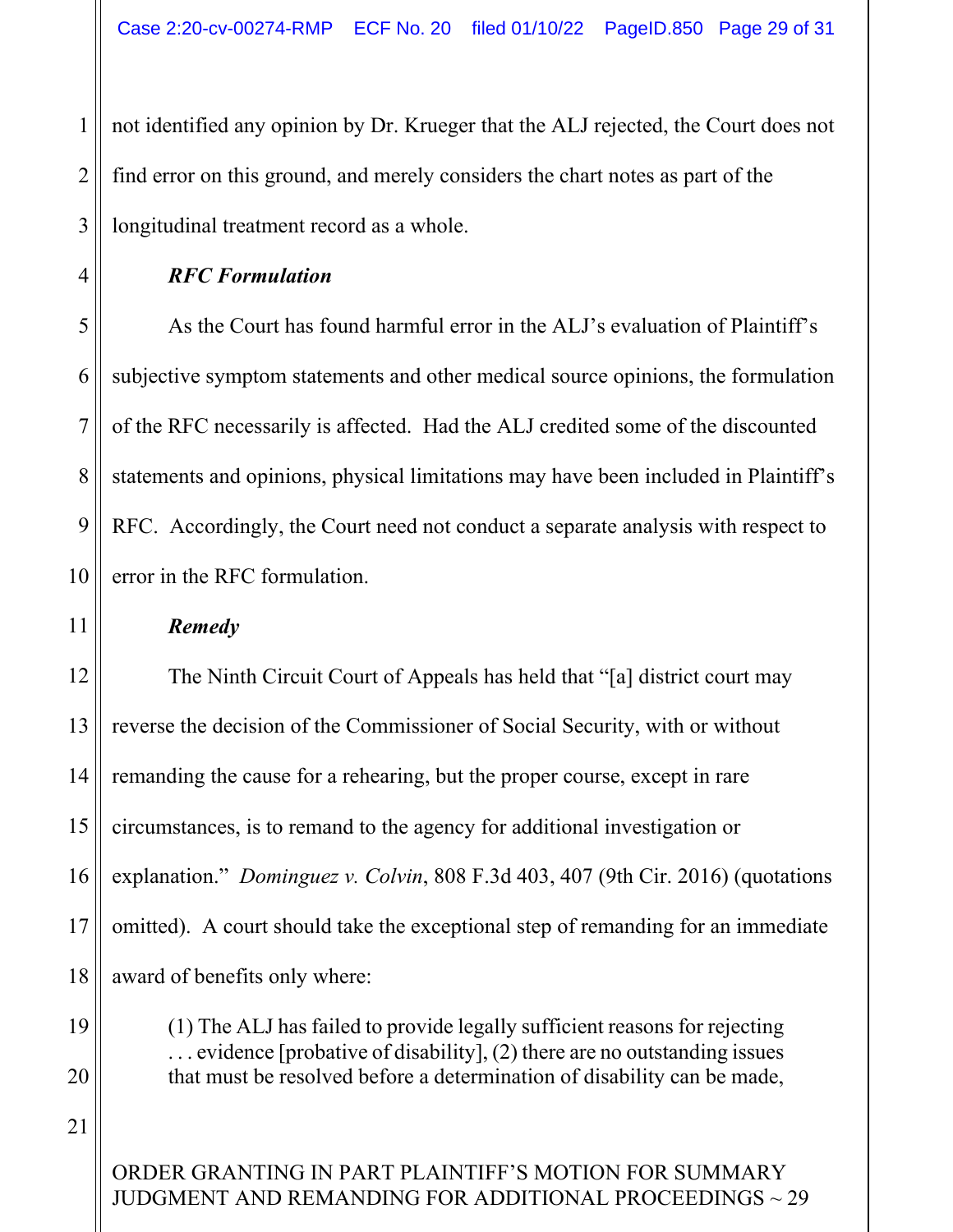not identified any opinion by Dr. Krueger that the ALJ rejected, the Court does not find error on this ground, and merely considers the chart notes as part of the longitudinal treatment record as a whole.

***RFC Formulation***

As the Court has found harmful error in the ALJ's evaluation of Plaintiff's subjective symptom statements and other medical source opinions, the formulation of the RFC necessarily is affected. Had the ALJ credited some of the discounted statements and opinions, physical limitations may have been included in Plaintiff's RFC. Accordingly, the Court need not conduct a separate analysis with respect to error in the RFC formulation.

***Remedy***

The Ninth Circuit Court of Appeals has held that "[a] district court may reverse the decision of the Commissioner of Social Security, with or without remanding the cause for a rehearing, but the proper course, except in rare circumstances, is to remand to the agency for additional investigation or explanation." *Dominguez v. Colvin*, 808 F.3d 403, 407 (9th Cir. 2016) (quotations omitted). A court should take the exceptional step of remanding for an immediate award of benefits only where:

> (1) The ALJ has failed to provide legally sufficient reasons for rejecting . . . evidence [probative of disability], (2) there are no outstanding issues that must be resolved before a determination of disability can be made,

ORDER GRANTING IN PART PLAINTIFF'S MOTION FOR SUMMARY JUDGMENT AND REMANDING FOR ADDITIONAL PROCEEDINGS ~ 29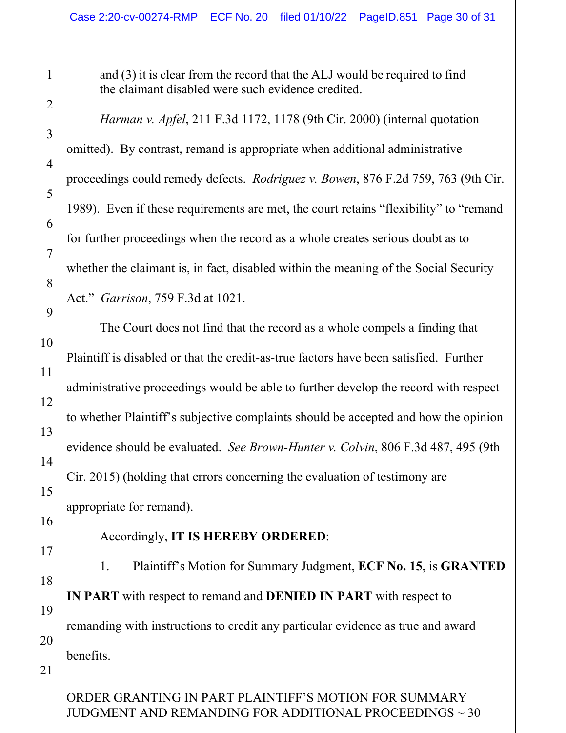> and (3) it is clear from the record that the ALJ would be required to find the claimant disabled were such evidence credited.

*Harman v. Apfel*, 211 F.3d 1172, 1178 (9th Cir. 2000) (internal quotation omitted). By contrast, remand is appropriate when additional administrative proceedings could remedy defects. *Rodriguez v. Bowen*, 876 F.2d 759, 763 (9th Cir. 1989). Even if these requirements are met, the court retains "flexibility" to "remand for further proceedings when the record as a whole creates serious doubt as to whether the claimant is, in fact, disabled within the meaning of the Social Security Act." *Garrison*, 759 F.3d at 1021.

The Court does not find that the record as a whole compels a finding that Plaintiff is disabled or that the credit-as-true factors have been satisfied. Further administrative proceedings would be able to further develop the record with respect to whether Plaintiff's subjective complaints should be accepted and how the opinion evidence should be evaluated. *See Brown-Hunter v. Colvin*, 806 F.3d 487, 495 (9th Cir. 2015) (holding that errors concerning the evaluation of testimony are appropriate for remand).

Accordingly, **IT IS HEREBY ORDERED**:

1. Plaintiff's Motion for Summary Judgment, **ECF No. 15**, is **GRANTED IN PART** with respect to remand and **DENIED IN PART** with respect to remanding with instructions to credit any particular evidence as true and award benefits.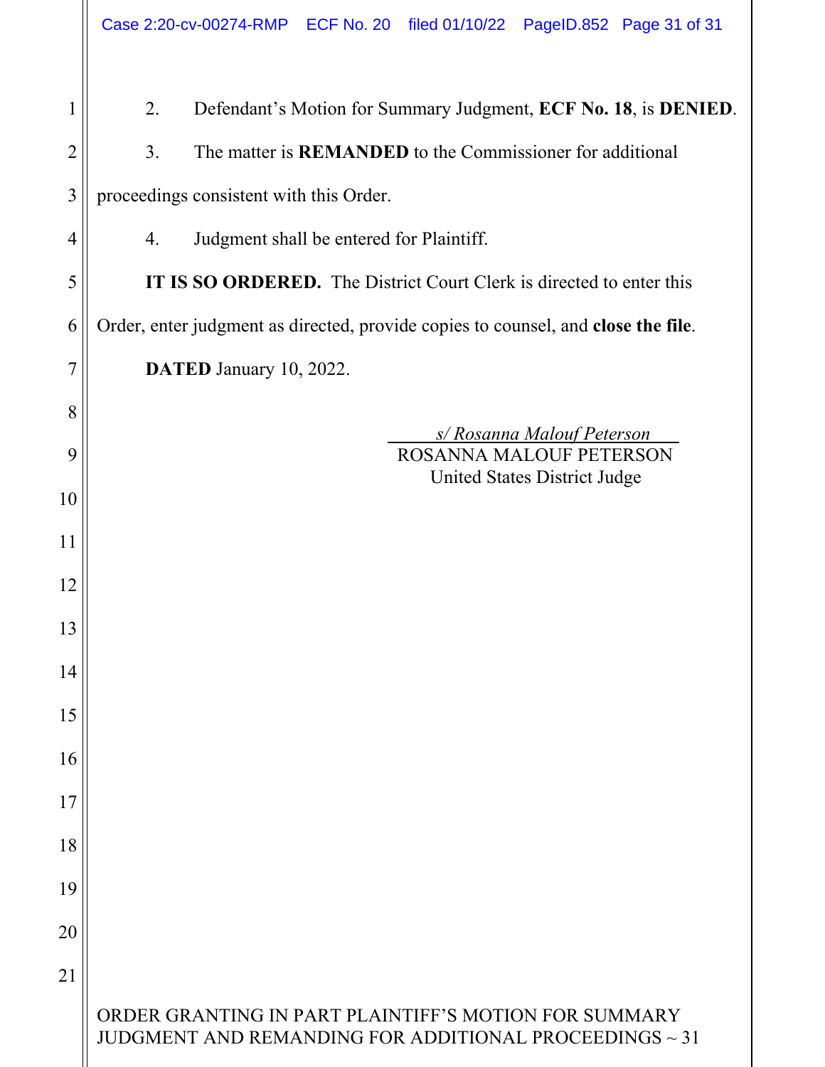2. Defendant's Motion for Summary Judgment, **ECF No. 18**, is **DENIED**.

3. The matter is **REMANDED** to the Commissioner for additional proceedings consistent with this Order.

4. Judgment shall be entered for Plaintiff.

**IT IS SO ORDERED.** The District Court Clerk is directed to enter this Order, enter judgment as directed, provide copies to counsel, and **close the file**.

**DATED** January 10, 2022.

*s/ Rosanna Malouf Peterson*
ROSANNA MALOUF PETERSON
United States District Judge